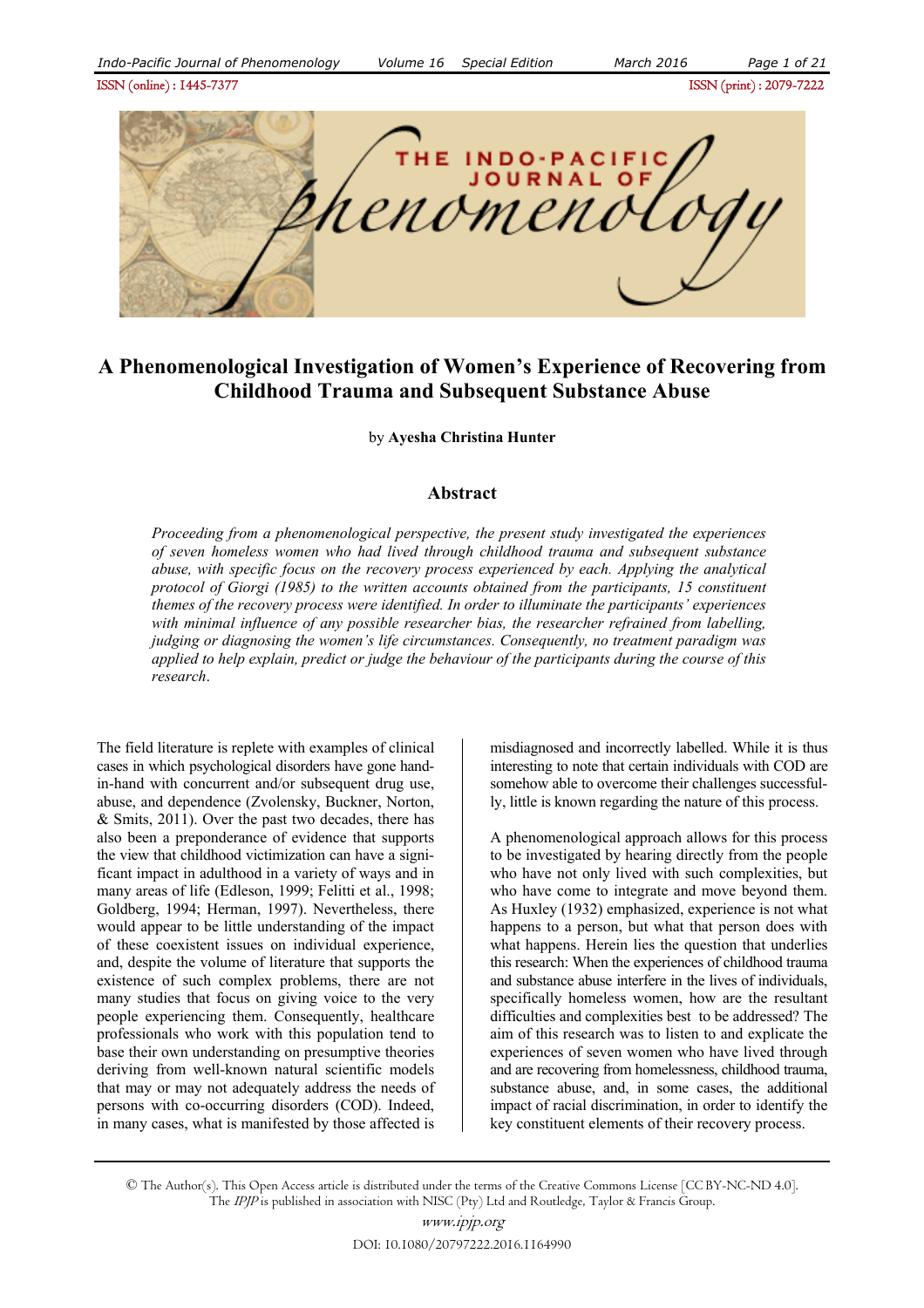# A Phenomenological Investigation of Women's Experience of Recovering from Childhood Trauma and Subsequent Substance Abuse

by **Ayesha Christina Hunter**

## Abstract

*Proceeding from a phenomenological perspective, the present study investigated the experiences of seven homeless women who had lived through childhood trauma and subsequent substance abuse, with specific focus on the recovery process experienced by each. Applying the analytical protocol of Giorgi (1985) to the written accounts obtained from the participants, 15 constituent themes of the recovery process were identified. In order to illuminate the participants' experiences with minimal influence of any possible researcher bias, the researcher refrained from labelling, judging or diagnosing the women's life circumstances. Consequently, no treatment paradigm was applied to help explain, predict or judge the behaviour of the participants during the course of this research.*

The field literature is replete with examples of clinical cases in which psychological disorders have gone hand-in-hand with concurrent and/or subsequent drug use, abuse, and dependence (Zvolensky, Buckner, Norton, & Smits, 2011). Over the past two decades, there has also been a preponderance of evidence that supports the view that childhood victimization can have a significant impact in adulthood in a variety of ways and in many areas of life (Edleson, 1999; Felitti et al., 1998; Goldberg, 1994; Herman, 1997). Nevertheless, there would appear to be little understanding of the impact of these coexistent issues on individual experience, and, despite the volume of literature that supports the existence of such complex problems, there are not many studies that focus on giving voice to the very people experiencing them. Consequently, healthcare professionals who work with this population tend to base their own understanding on presumptive theories deriving from well-known natural scientific models that may or may not adequately address the needs of persons with co-occurring disorders (COD). Indeed, in many cases, what is manifested by those affected is misdiagnosed and incorrectly labelled. While it is thus interesting to note that certain individuals with COD are somehow able to overcome their challenges successfully, little is known regarding the nature of this process.

A phenomenological approach allows for this process to be investigated by hearing directly from the people who have not only lived with such complexities, but who have come to integrate and move beyond them. As Huxley (1932) emphasized, experience is not what happens to a person, but what that person does with what happens. Herein lies the question that underlies this research: When the experiences of childhood trauma and substance abuse interfere in the lives of individuals, specifically homeless women, how are the resultant difficulties and complexities best to be addressed? The aim of this research was to listen to and explicate the experiences of seven women who have lived through and are recovering from homelessness, childhood trauma, substance abuse, and, in some cases, the additional impact of racial discrimination, in order to identify the key constituent elements of their recovery process.

© The Author(s). This Open Access article is distributed under the terms of the Creative Commons License [CC BY-NC-ND 4.0]. The *IPJP* is published in association with NISC (Pty) Ltd and Routledge, Taylor & Francis Group.

www.ipjp.org

DOI: 10.1080/20797222.2016.1164990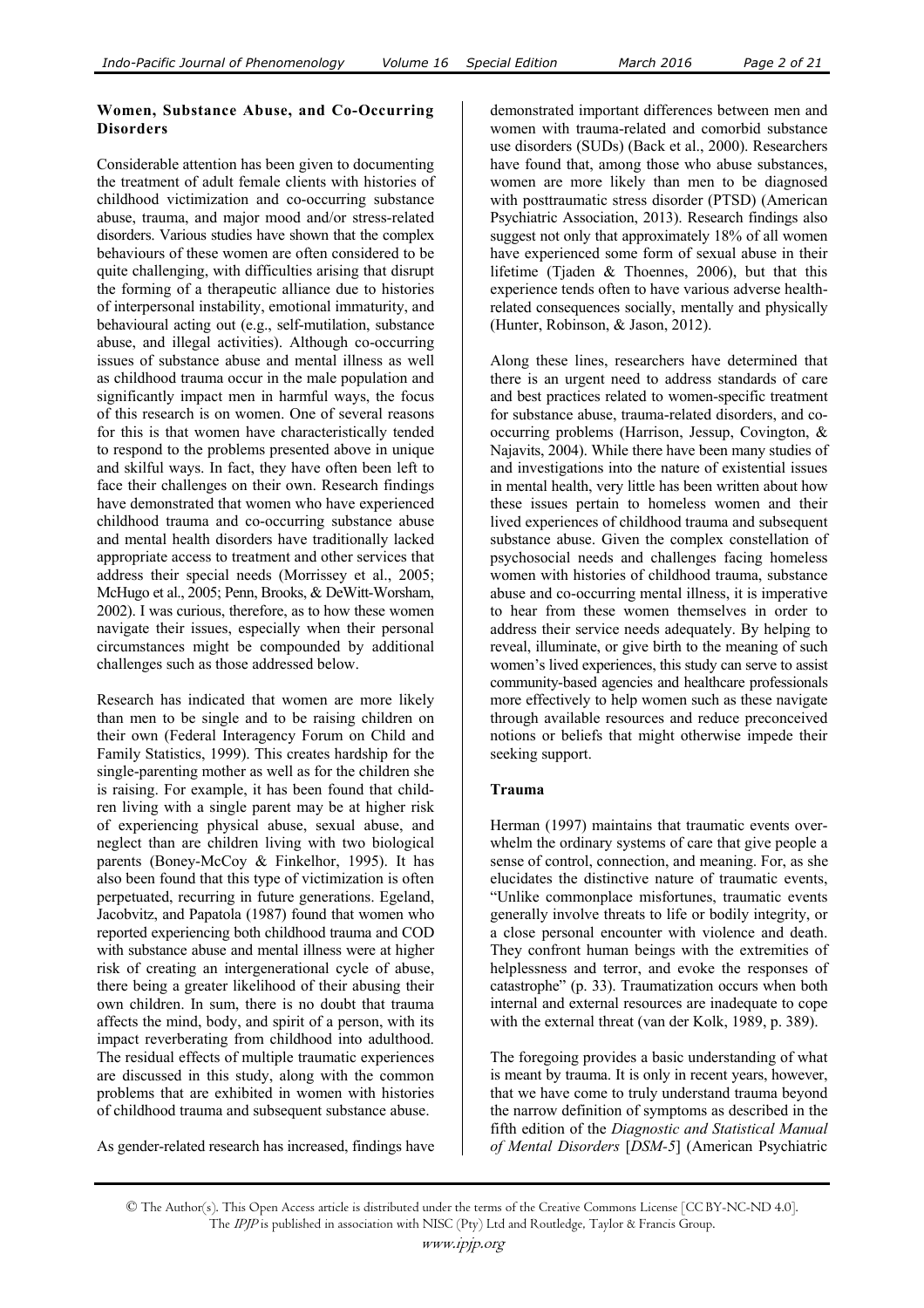## Women, Substance Abuse, and Co-Occurring Disorders

Considerable attention has been given to documenting the treatment of adult female clients with histories of childhood victimization and co-occurring substance abuse, trauma, and major mood and/or stress-related disorders. Various studies have shown that the complex behaviours of these women are often considered to be quite challenging, with difficulties arising that disrupt the forming of a therapeutic alliance due to histories of interpersonal instability, emotional immaturity, and behavioural acting out (e.g., self-mutilation, substance abuse, and illegal activities). Although co-occurring issues of substance abuse and mental illness as well as childhood trauma occur in the male population and significantly impact men in harmful ways, the focus of this research is on women. One of several reasons for this is that women have characteristically tended to respond to the problems presented above in unique and skilful ways. In fact, they have often been left to face their challenges on their own. Research findings have demonstrated that women who have experienced childhood trauma and co-occurring substance abuse and mental health disorders have traditionally lacked appropriate access to treatment and other services that address their special needs (Morrissey et al., 2005; McHugo et al., 2005; Penn, Brooks, & DeWitt-Worsham, 2002). I was curious, therefore, as to how these women navigate their issues, especially when their personal circumstances might be compounded by additional challenges such as those addressed below.

Research has indicated that women are more likely than men to be single and to be raising children on their own (Federal Interagency Forum on Child and Family Statistics, 1999). This creates hardship for the single-parenting mother as well as for the children she is raising. For example, it has been found that children living with a single parent may be at higher risk of experiencing physical abuse, sexual abuse, and neglect than are children living with two biological parents (Boney-McCoy & Finkelhor, 1995). It has also been found that this type of victimization is often perpetuated, recurring in future generations. Egeland, Jacobvitz, and Papatola (1987) found that women who reported experiencing both childhood trauma and COD with substance abuse and mental illness were at higher risk of creating an intergenerational cycle of abuse, there being a greater likelihood of their abusing their own children. In sum, there is no doubt that trauma affects the mind, body, and spirit of a person, with its impact reverberating from childhood into adulthood. The residual effects of multiple traumatic experiences are discussed in this study, along with the common problems that are exhibited in women with histories of childhood trauma and subsequent substance abuse.

As gender-related research has increased, findings have demonstrated important differences between men and women with trauma-related and comorbid substance use disorders (SUDs) (Back et al., 2000). Researchers have found that, among those who abuse substances, women are more likely than men to be diagnosed with posttraumatic stress disorder (PTSD) (American Psychiatric Association, 2013). Research findings also suggest not only that approximately 18% of all women have experienced some form of sexual abuse in their lifetime (Tjaden & Thoennes, 2006), but that this experience tends often to have various adverse health-related consequences socially, mentally and physically (Hunter, Robinson, & Jason, 2012).

Along these lines, researchers have determined that there is an urgent need to address standards of care and best practices related to women-specific treatment for substance abuse, trauma-related disorders, and co-occurring problems (Harrison, Jessup, Covington, & Najavits, 2004). While there have been many studies of and investigations into the nature of existential issues in mental health, very little has been written about how these issues pertain to homeless women and their lived experiences of childhood trauma and subsequent substance abuse. Given the complex constellation of psychosocial needs and challenges facing homeless women with histories of childhood trauma, substance abuse and co-occurring mental illness, it is imperative to hear from these women themselves in order to address their service needs adequately. By helping to reveal, illuminate, or give birth to the meaning of such women's lived experiences, this study can serve to assist community-based agencies and healthcare professionals more effectively to help women such as these navigate through available resources and reduce preconceived notions or beliefs that might otherwise impede their seeking support.

## Trauma

Herman (1997) maintains that traumatic events overwhelm the ordinary systems of care that give people a sense of control, connection, and meaning. For, as she elucidates the distinctive nature of traumatic events, "Unlike commonplace misfortunes, traumatic events generally involve threats to life or bodily integrity, or a close personal encounter with violence and death. They confront human beings with the extremities of helplessness and terror, and evoke the responses of catastrophe" (p. 33). Traumatization occurs when both internal and external resources are inadequate to cope with the external threat (van der Kolk, 1989, p. 389).

The foregoing provides a basic understanding of what is meant by trauma. It is only in recent years, however, that we have come to truly understand trauma beyond the narrow definition of symptoms as described in the fifth edition of the *Diagnostic and Statistical Manual of Mental Disorders* [*DSM-5*] (American Psychiatric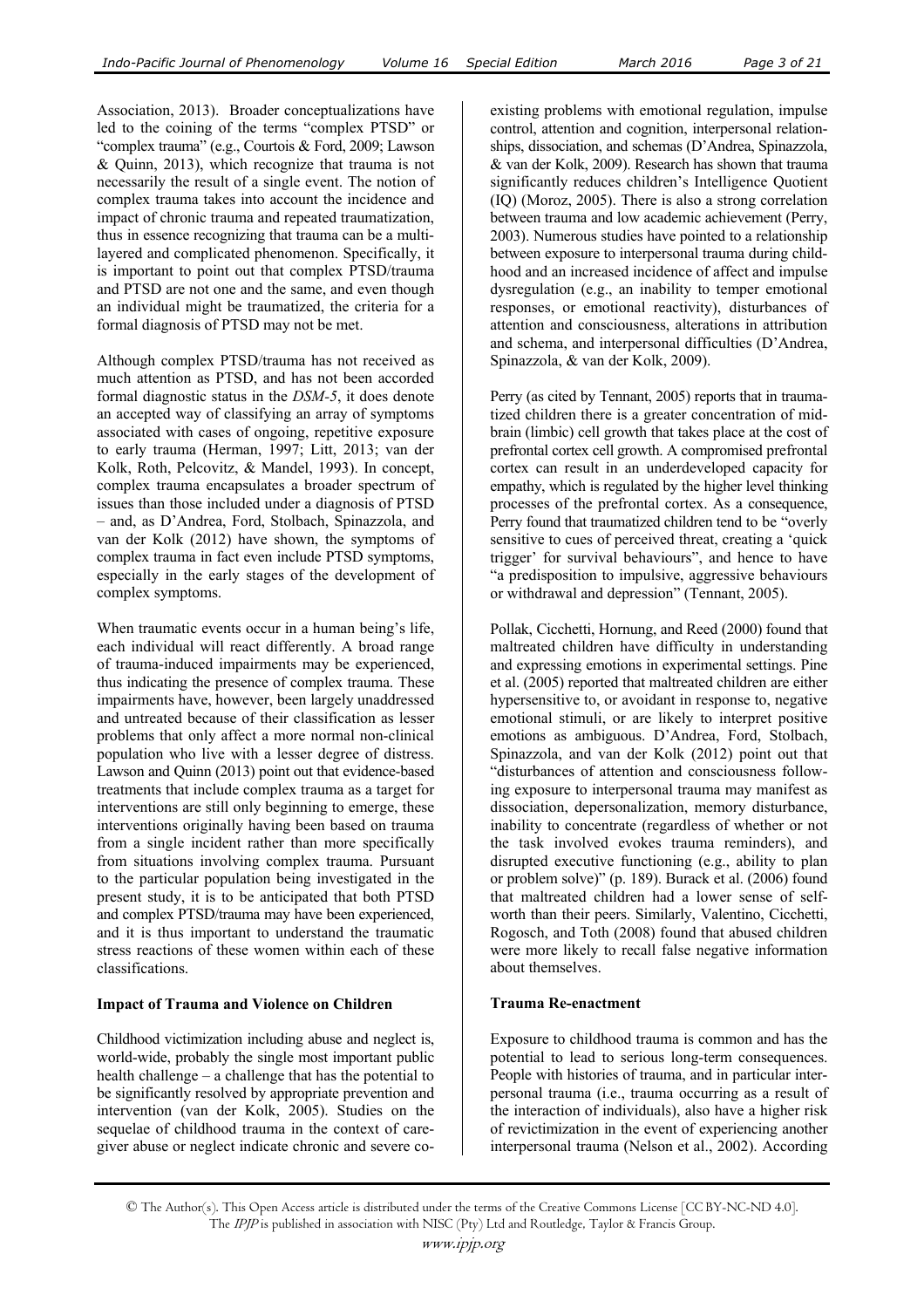Association, 2013). Broader conceptualizations have led to the coining of the terms "complex PTSD" or "complex trauma" (e.g., Courtois & Ford, 2009; Lawson & Quinn, 2013), which recognize that trauma is not necessarily the result of a single event. The notion of complex trauma takes into account the incidence and impact of chronic trauma and repeated traumatization, thus in essence recognizing that trauma can be a multi-layered and complicated phenomenon. Specifically, it is important to point out that complex PTSD/trauma and PTSD are not one and the same, and even though an individual might be traumatized, the criteria for a formal diagnosis of PTSD may not be met.

Although complex PTSD/trauma has not received as much attention as PTSD, and has not been accorded formal diagnostic status in the *DSM-5*, it does denote an accepted way of classifying an array of symptoms associated with cases of ongoing, repetitive exposure to early trauma (Herman, 1997; Litt, 2013; van der Kolk, Roth, Pelcovitz, & Mandel, 1993). In concept, complex trauma encapsulates a broader spectrum of issues than those included under a diagnosis of PTSD – and, as D'Andrea, Ford, Stolbach, Spinazzola, and van der Kolk (2012) have shown, the symptoms of complex trauma in fact even include PTSD symptoms, especially in the early stages of the development of complex symptoms.

When traumatic events occur in a human being's life, each individual will react differently. A broad range of trauma-induced impairments may be experienced, thus indicating the presence of complex trauma. These impairments have, however, been largely unaddressed and untreated because of their classification as lesser problems that only affect a more normal non-clinical population who live with a lesser degree of distress. Lawson and Quinn (2013) point out that evidence-based treatments that include complex trauma as a target for interventions are still only beginning to emerge, these interventions originally having been based on trauma from a single incident rather than more specifically from situations involving complex trauma. Pursuant to the particular population being investigated in the present study, it is to be anticipated that both PTSD and complex PTSD/trauma may have been experienced, and it is thus important to understand the traumatic stress reactions of these women within each of these classifications.

**Impact of Trauma and Violence on Children**

Childhood victimization including abuse and neglect is, world-wide, probably the single most important public health challenge – a challenge that has the potential to be significantly resolved by appropriate prevention and intervention (van der Kolk, 2005). Studies on the sequelae of childhood trauma in the context of care-giver abuse or neglect indicate chronic and severe co-existing problems with emotional regulation, impulse control, attention and cognition, interpersonal relationships, dissociation, and schemas (D'Andrea, Spinazzola, & van der Kolk, 2009). Research has shown that trauma significantly reduces children's Intelligence Quotient (IQ) (Moroz, 2005). There is also a strong correlation between trauma and low academic achievement (Perry, 2003). Numerous studies have pointed to a relationship between exposure to interpersonal trauma during childhood and an increased incidence of affect and impulse dysregulation (e.g., an inability to temper emotional responses, or emotional reactivity), disturbances of attention and consciousness, alterations in attribution and schema, and interpersonal difficulties (D'Andrea, Spinazzola, & van der Kolk, 2009).

Perry (as cited by Tennant, 2005) reports that in traumatized children there is a greater concentration of mid-brain (limbic) cell growth that takes place at the cost of prefrontal cortex cell growth. A compromised prefrontal cortex can result in an underdeveloped capacity for empathy, which is regulated by the higher level thinking processes of the prefrontal cortex. As a consequence, Perry found that traumatized children tend to be "overly sensitive to cues of perceived threat, creating a 'quick trigger' for survival behaviours", and hence to have "a predisposition to impulsive, aggressive behaviours or withdrawal and depression" (Tennant, 2005).

Pollak, Cicchetti, Hornung, and Reed (2000) found that maltreated children have difficulty in understanding and expressing emotions in experimental settings. Pine et al. (2005) reported that maltreated children are either hypersensitive to, or avoidant in response to, negative emotional stimuli, or are likely to interpret positive emotions as ambiguous. D'Andrea, Ford, Stolbach, Spinazzola, and van der Kolk (2012) point out that "disturbances of attention and consciousness following exposure to interpersonal trauma may manifest as dissociation, depersonalization, memory disturbance, inability to concentrate (regardless of whether or not the task involved evokes trauma reminders), and disrupted executive functioning (e.g., ability to plan or problem solve)" (p. 189). Burack et al. (2006) found that maltreated children had a lower sense of self-worth than their peers. Similarly, Valentino, Cicchetti, Rogosch, and Toth (2008) found that abused children were more likely to recall false negative information about themselves.

**Trauma Re-enactment**

Exposure to childhood trauma is common and has the potential to lead to serious long-term consequences. People with histories of trauma, and in particular interpersonal trauma (i.e., trauma occurring as a result of the interaction of individuals), also have a higher risk of revictimization in the event of experiencing another interpersonal trauma (Nelson et al., 2002). According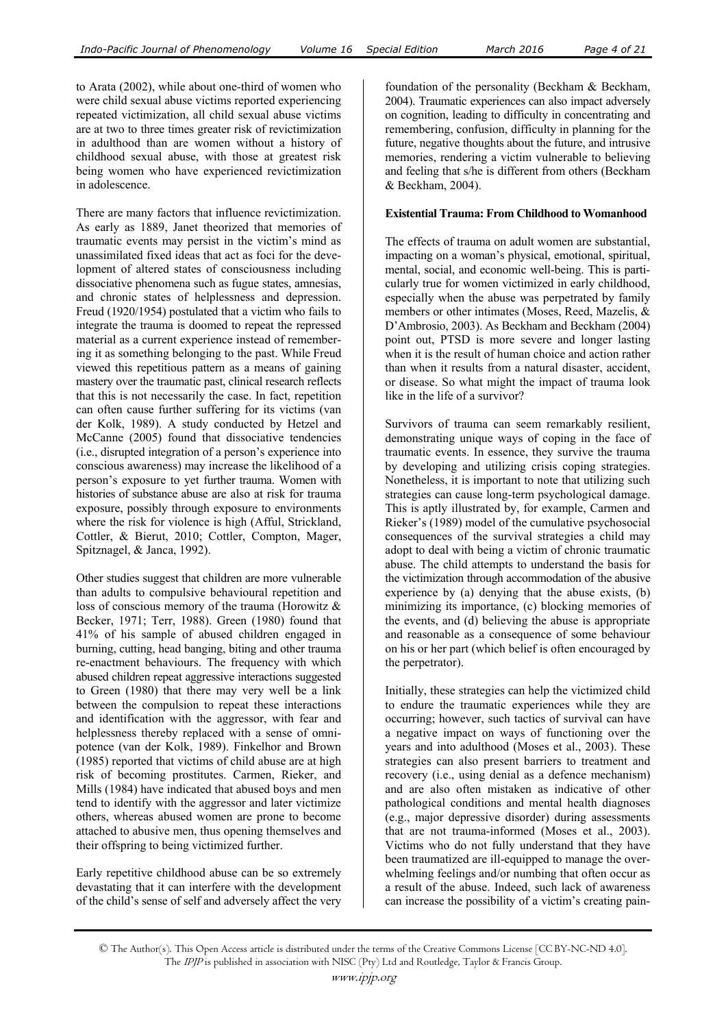to Arata (2002), while about one-third of women who were child sexual abuse victims reported experiencing repeated victimization, all child sexual abuse victims are at two to three times greater risk of revictimization in adulthood than are women without a history of childhood sexual abuse, with those at greatest risk being women who have experienced revictimization in adolescence.

There are many factors that influence revictimization. As early as 1889, Janet theorized that memories of traumatic events may persist in the victim's mind as unassimilated fixed ideas that act as foci for the development of altered states of consciousness including dissociative phenomena such as fugue states, amnesias, and chronic states of helplessness and depression. Freud (1920/1954) postulated that a victim who fails to integrate the trauma is doomed to repeat the repressed material as a current experience instead of remembering it as something belonging to the past. While Freud viewed this repetitious pattern as a means of gaining mastery over the traumatic past, clinical research reflects that this is not necessarily the case. In fact, repetition can often cause further suffering for its victims (van der Kolk, 1989). A study conducted by Hetzel and McCanne (2005) found that dissociative tendencies (i.e., disrupted integration of a person's experience into conscious awareness) may increase the likelihood of a person's exposure to yet further trauma. Women with histories of substance abuse are also at risk for trauma exposure, possibly through exposure to environments where the risk for violence is high (Afful, Strickland, Cottler, & Bierut, 2010; Cottler, Compton, Mager, Spitznagel, & Janca, 1992).

Other studies suggest that children are more vulnerable than adults to compulsive behavioural repetition and loss of conscious memory of the trauma (Horowitz & Becker, 1971; Terr, 1988). Green (1980) found that 41% of his sample of abused children engaged in burning, cutting, head banging, biting and other trauma re-enactment behaviours. The frequency with which abused children repeat aggressive interactions suggested to Green (1980) that there may very well be a link between the compulsion to repeat these interactions and identification with the aggressor, with fear and helplessness thereby replaced with a sense of omnipotence (van der Kolk, 1989). Finkelhor and Brown (1985) reported that victims of child abuse are at high risk of becoming prostitutes. Carmen, Rieker, and Mills (1984) have indicated that abused boys and men tend to identify with the aggressor and later victimize others, whereas abused women are prone to become attached to abusive men, thus opening themselves and their offspring to being victimized further.

Early repetitive childhood abuse can be so extremely devastating that it can interfere with the development of the child's sense of self and adversely affect the very foundation of the personality (Beckham & Beckham, 2004). Traumatic experiences can also impact adversely on cognition, leading to difficulty in concentrating and remembering, confusion, difficulty in planning for the future, negative thoughts about the future, and intrusive memories, rendering a victim vulnerable to believing and feeling that s/he is different from others (Beckham & Beckham, 2004).

**Existential Trauma: From Childhood to Womanhood**

The effects of trauma on adult women are substantial, impacting on a woman's physical, emotional, spiritual, mental, social, and economic well-being. This is particularly true for women victimized in early childhood, especially when the abuse was perpetrated by family members or other intimates (Moses, Reed, Mazelis, & D'Ambrosio, 2003). As Beckham and Beckham (2004) point out, PTSD is more severe and longer lasting when it is the result of human choice and action rather than when it results from a natural disaster, accident, or disease. So what might the impact of trauma look like in the life of a survivor?

Survivors of trauma can seem remarkably resilient, demonstrating unique ways of coping in the face of traumatic events. In essence, they survive the trauma by developing and utilizing crisis coping strategies. Nonetheless, it is important to note that utilizing such strategies can cause long-term psychological damage. This is aptly illustrated by, for example, Carmen and Rieker's (1989) model of the cumulative psychosocial consequences of the survival strategies a child may adopt to deal with being a victim of chronic traumatic abuse. The child attempts to understand the basis for the victimization through accommodation of the abusive experience by (a) denying that the abuse exists, (b) minimizing its importance, (c) blocking memories of the events, and (d) believing the abuse is appropriate and reasonable as a consequence of some behaviour on his or her part (which belief is often encouraged by the perpetrator).

Initially, these strategies can help the victimized child to endure the traumatic experiences while they are occurring; however, such tactics of survival can have a negative impact on ways of functioning over the years and into adulthood (Moses et al., 2003). These strategies can also present barriers to treatment and recovery (i.e., using denial as a defence mechanism) and are also often mistaken as indicative of other pathological conditions and mental health diagnoses (e.g., major depressive disorder) during assessments that are not trauma-informed (Moses et al., 2003). Victims who do not fully understand that they have been traumatized are ill-equipped to manage the overwhelming feelings and/or numbing that often occur as a result of the abuse. Indeed, such lack of awareness can increase the possibility of a victim's creating pain-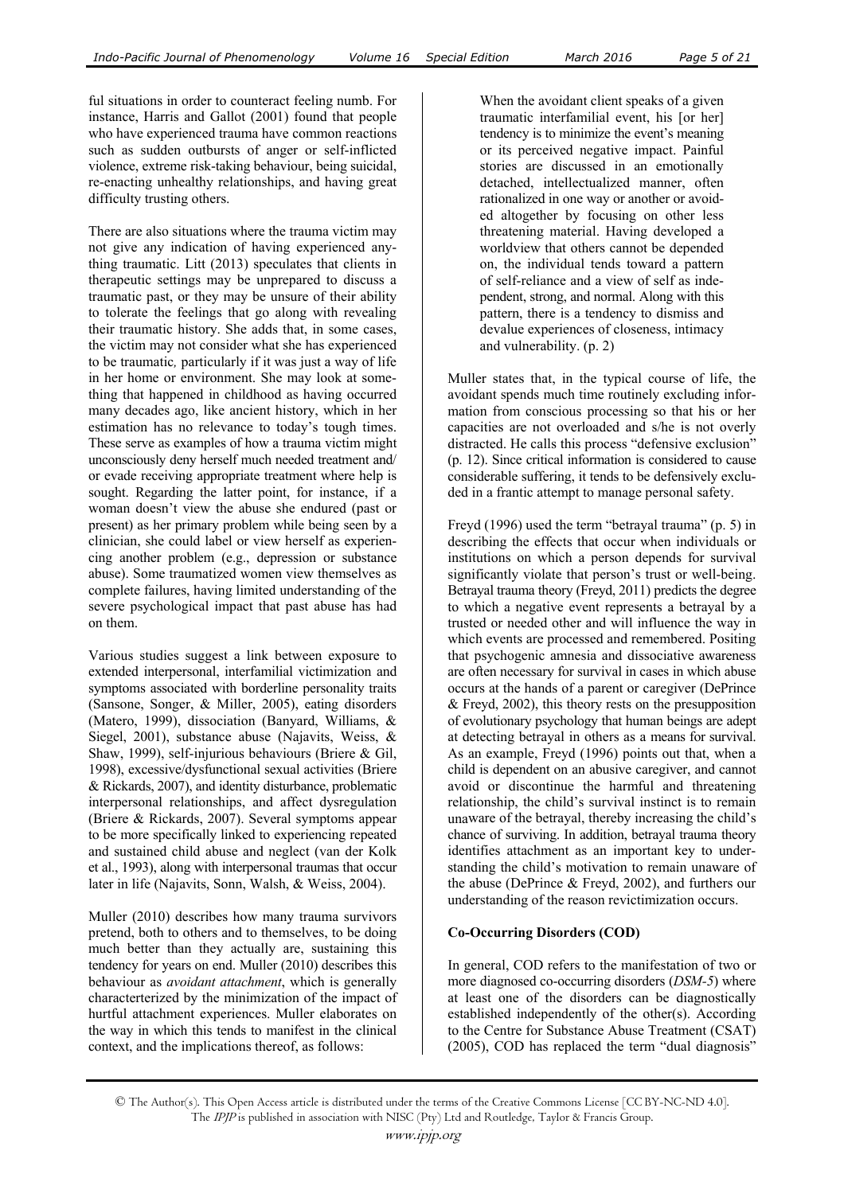ful situations in order to counteract feeling numb. For instance, Harris and Gallot (2001) found that people who have experienced trauma have common reactions such as sudden outbursts of anger or self-inflicted violence, extreme risk-taking behaviour, being suicidal, re-enacting unhealthy relationships, and having great difficulty trusting others.

There are also situations where the trauma victim may not give any indication of having experienced anything traumatic. Litt (2013) speculates that clients in therapeutic settings may be unprepared to discuss a traumatic past, or they may be unsure of their ability to tolerate the feelings that go along with revealing their traumatic history. She adds that, in some cases, the victim may not consider what she has experienced to be traumatic*,* particularly if it was just a way of life in her home or environment. She may look at something that happened in childhood as having occurred many decades ago, like ancient history, which in her estimation has no relevance to today's tough times. These serve as examples of how a trauma victim might unconsciously deny herself much needed treatment and/ or evade receiving appropriate treatment where help is sought. Regarding the latter point, for instance, if a woman doesn't view the abuse she endured (past or present) as her primary problem while being seen by a clinician, she could label or view herself as experiencing another problem (e.g., depression or substance abuse). Some traumatized women view themselves as complete failures, having limited understanding of the severe psychological impact that past abuse has had on them.

Various studies suggest a link between exposure to extended interpersonal, interfamilial victimization and symptoms associated with borderline personality traits (Sansone, Songer, & Miller, 2005), eating disorders (Matero, 1999), dissociation (Banyard, Williams, & Siegel, 2001), substance abuse (Najavits, Weiss, & Shaw, 1999), self-injurious behaviours (Briere & Gil, 1998), excessive/dysfunctional sexual activities (Briere & Rickards, 2007), and identity disturbance, problematic interpersonal relationships, and affect dysregulation (Briere & Rickards, 2007). Several symptoms appear to be more specifically linked to experiencing repeated and sustained child abuse and neglect (van der Kolk et al., 1993), along with interpersonal traumas that occur later in life (Najavits, Sonn, Walsh, & Weiss, 2004).

Muller (2010) describes how many trauma survivors pretend, both to others and to themselves, to be doing much better than they actually are, sustaining this tendency for years on end. Muller (2010) describes this behaviour as *avoidant attachment*, which is generally charactеrterized by the minimization of the impact of hurtful attachment experiences. Muller elaborates on the way in which this tends to manifest in the clinical context, and the implications thereof, as follows:

> When the avoidant client speaks of a given traumatic interfamilial event, his [or her] tendency is to minimize the event's meaning or its perceived negative impact. Painful stories are discussed in an emotionally detached, intellectualized manner, often rationalized in one way or another or avoided altogether by focusing on other less threatening material. Having developed a worldview that others cannot be depended on, the individual tends toward a pattern of self-reliance and a view of self as independent, strong, and normal. Along with this pattern, there is a tendency to dismiss and devalue experiences of closeness, intimacy and vulnerability. (p. 2)

Muller states that, in the typical course of life, the avoidant spends much time routinely excluding information from conscious processing so that his or her capacities are not overloaded and s/he is not overly distracted. He calls this process "defensive exclusion" (p. 12). Since critical information is considered to cause considerable suffering, it tends to be defensively excluded in a frantic attempt to manage personal safety.

Freyd (1996) used the term "betrayal trauma" (p. 5) in describing the effects that occur when individuals or institutions on which a person depends for survival significantly violate that person's trust or well-being. Betrayal trauma theory (Freyd, 2011) predicts the degree to which a negative event represents a betrayal by a trusted or needed other and will influence the way in which events are processed and remembered. Positing that psychogenic amnesia and dissociative awareness are often necessary for survival in cases in which abuse occurs at the hands of a parent or caregiver (DePrince & Freyd, 2002), this theory rests on the presupposition of evolutionary psychology that human beings are adept at detecting betrayal in others as a means for survival. As an example, Freyd (1996) points out that, when a child is dependent on an abusive caregiver, and cannot avoid or discontinue the harmful and threatening relationship, the child's survival instinct is to remain unaware of the betrayal, thereby increasing the child's chance of surviving. In addition, betrayal trauma theory identifies attachment as an important key to understanding the child's motivation to remain unaware of the abuse (DePrince & Freyd, 2002), and furthers our understanding of the reason revictimization occurs.

## Co-Occurring Disorders (COD)

In general, COD refers to the manifestation of two or more diagnosed co-occurring disorders (*DSM-5*) where at least one of the disorders can be diagnostically established independently of the other(s). According to the Centre for Substance Abuse Treatment (CSAT) (2005), COD has replaced the term "dual diagnosis"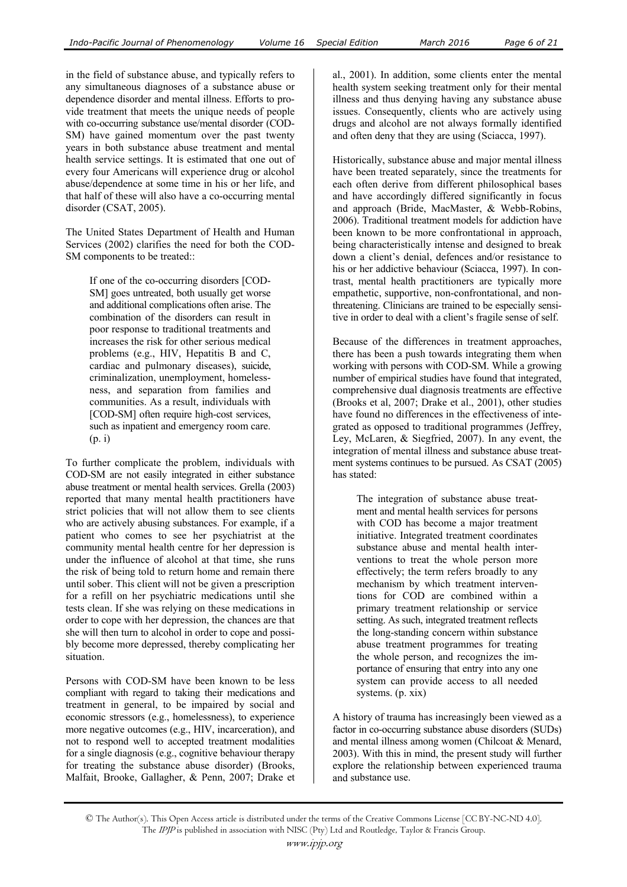in the field of substance abuse, and typically refers to any simultaneous diagnoses of a substance abuse or dependence disorder and mental illness. Efforts to provide treatment that meets the unique needs of people with co-occurring substance use/mental disorder (COD-SM) have gained momentum over the past twenty years in both substance abuse treatment and mental health service settings. It is estimated that one out of every four Americans will experience drug or alcohol abuse/dependence at some time in his or her life, and that half of these will also have a co-occurring mental disorder (CSAT, 2005).

The United States Department of Health and Human Services (2002) clarifies the need for both the COD-SM components to be treated::

> If one of the co-occurring disorders [COD-SM] goes untreated, both usually get worse and additional complications often arise. The combination of the disorders can result in poor response to traditional treatments and increases the risk for other serious medical problems (e.g., HIV, Hepatitis B and C, cardiac and pulmonary diseases), suicide, criminalization, unemployment, homelessness, and separation from families and communities. As a result, individuals with [COD-SM] often require high-cost services, such as inpatient and emergency room care. (p. i)

To further complicate the problem, individuals with COD-SM are not easily integrated in either substance abuse treatment or mental health services. Grella (2003) reported that many mental health practitioners have strict policies that will not allow them to see clients who are actively abusing substances. For example, if a patient who comes to see her psychiatrist at the community mental health centre for her depression is under the influence of alcohol at that time, she runs the risk of being told to return home and remain there until sober. This client will not be given a prescription for a refill on her psychiatric medications until she tests clean. If she was relying on these medications in order to cope with her depression, the chances are that she will then turn to alcohol in order to cope and possibly become more depressed, thereby complicating her situation.

Persons with COD-SM have been known to be less compliant with regard to taking their medications and treatment in general, to be impaired by social and economic stressors (e.g., homelessness), to experience more negative outcomes (e.g., HIV, incarceration), and not to respond well to accepted treatment modalities for a single diagnosis (e.g., cognitive behaviour therapy for treating the substance abuse disorder) (Brooks, Malfait, Brooke, Gallagher, & Penn, 2007; Drake et al., 2001). In addition, some clients enter the mental health system seeking treatment only for their mental illness and thus denying having any substance abuse issues. Consequently, clients who are actively using drugs and alcohol are not always formally identified and often deny that they are using (Sciacca, 1997).

Historically, substance abuse and major mental illness have been treated separately, since the treatments for each often derive from different philosophical bases and have accordingly differed significantly in focus and approach (Bride, MacMaster, & Webb-Robins, 2006). Traditional treatment models for addiction have been known to be more confrontational in approach, being characteristically intense and designed to break down a client's denial, defences and/or resistance to his or her addictive behaviour (Sciacca, 1997). In contrast, mental health practitioners are typically more empathetic, supportive, non-confrontational, and non-threatening. Clinicians are trained to be especially sensitive in order to deal with a client's fragile sense of self.

Because of the differences in treatment approaches, there has been a push towards integrating them when working with persons with COD-SM. While a growing number of empirical studies have found that integrated, comprehensive dual diagnosis treatments are effective (Brooks et al., 2007; Drake et al., 2001), other studies have found no differences in the effectiveness of integrated as opposed to traditional programmes (Jeffrey, Ley, McLaren, & Siegfried, 2007). In any event, the integration of mental illness and substance abuse treatment systems continues to be pursued. As CSAT (2005) has stated:

> The integration of substance abuse treatment and mental health services for persons with COD has become a major treatment initiative. Integrated treatment coordinates substance abuse and mental health interventions to treat the whole person more effectively; the term refers broadly to any mechanism by which treatment interventions for COD are combined within a primary treatment relationship or service setting. As such, integrated treatment reflects the long-standing concern within substance abuse treatment programmes for treating the whole person, and recognizes the importance of ensuring that entry into any one system can provide access to all needed systems. (p. xix)

A history of trauma has increasingly been viewed as a factor in co-occurring substance abuse disorders (SUDs) and mental illness among women (Chilcoat & Menard, 2003). With this in mind, the present study will further explore the relationship between experienced trauma and substance use.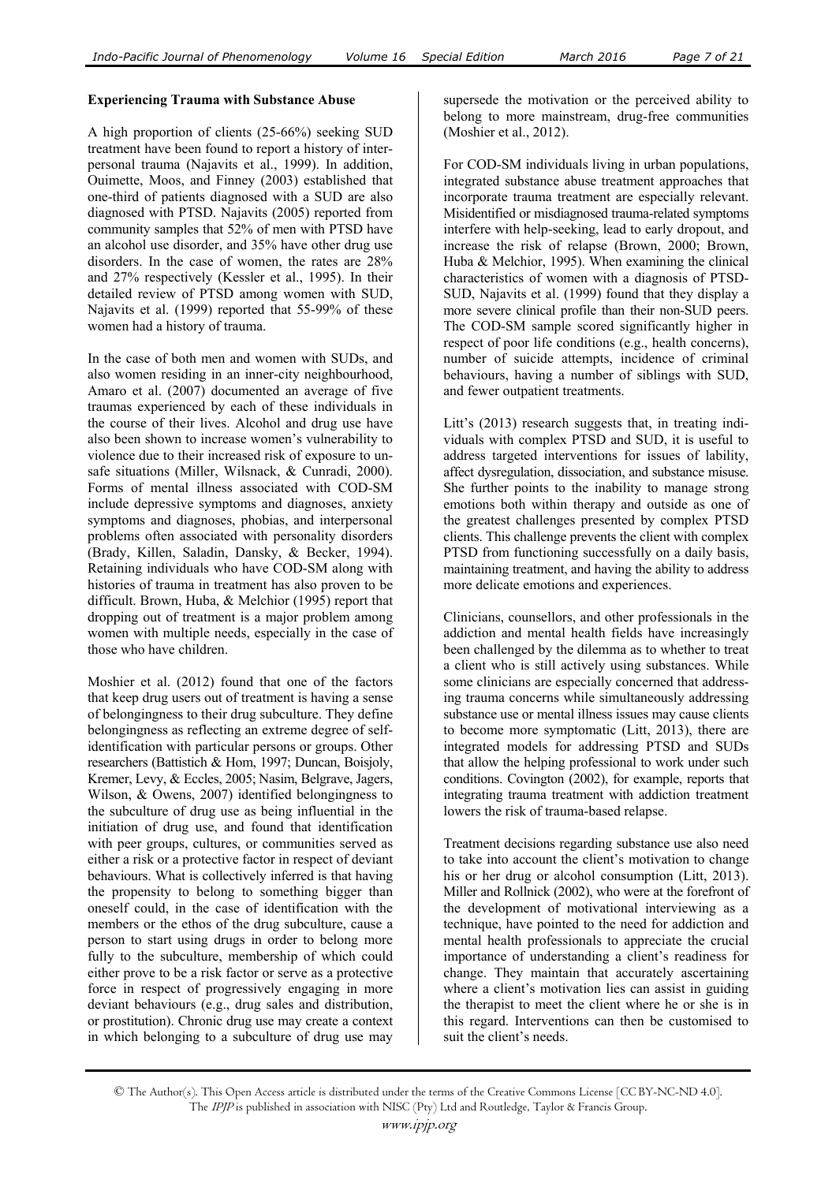**Experiencing Trauma with Substance Abuse**

A high proportion of clients (25-66%) seeking SUD treatment have been found to report a history of interpersonal trauma (Najavits et al., 1999). In addition, Ouimette, Moos, and Finney (2003) established that one-third of patients diagnosed with a SUD are also diagnosed with PTSD. Najavits (2005) reported from community samples that 52% of men with PTSD have an alcohol use disorder, and 35% have other drug use disorders. In the case of women, the rates are 28% and 27% respectively (Kessler et al., 1995). In their detailed review of PTSD among women with SUD, Najavits et al. (1999) reported that 55-99% of these women had a history of trauma.

In the case of both men and women with SUDs, and also women residing in an inner-city neighbourhood, Amaro et al. (2007) documented an average of five traumas experienced by each of these individuals in the course of their lives. Alcohol and drug use have also been shown to increase women's vulnerability to violence due to their increased risk of exposure to unsafe situations (Miller, Wilsnack, & Cunradi, 2000). Forms of mental illness associated with COD-SM include depressive symptoms and diagnoses, anxiety symptoms and diagnoses, phobias, and interpersonal problems often associated with personality disorders (Brady, Killen, Saladin, Dansky, & Becker, 1994). Retaining individuals who have COD-SM along with histories of trauma in treatment has also proven to be difficult. Brown, Huba, & Melchior (1995) report that dropping out of treatment is a major problem among women with multiple needs, especially in the case of those who have children.

Moshier et al. (2012) found that one of the factors that keep drug users out of treatment is having a sense of belongingness to their drug subculture. They define belongingness as reflecting an extreme degree of self-identification with particular persons or groups. Other researchers (Battistich & Hom, 1997; Duncan, Boisjoly, Kremer, Levy, & Eccles, 2005; Nasim, Belgrave, Jagers, Wilson, & Owens, 2007) identified belongingness to the subculture of drug use as being influential in the initiation of drug use, and found that identification with peer groups, cultures, or communities served as either a risk or a protective factor in respect of deviant behaviours. What is collectively inferred is that having the propensity to belong to something bigger than oneself could, in the case of identification with the members or the ethos of the drug subculture, cause a person to start using drugs in order to belong more fully to the subculture, membership of which could either prove to be a risk factor or serve as a protective force in respect of progressively engaging in more deviant behaviours (e.g., drug sales and distribution, or prostitution). Chronic drug use may create a context in which belonging to a subculture of drug use may supersede the motivation or the perceived ability to belong to more mainstream, drug-free communities (Moshier et al., 2012).

For COD-SM individuals living in urban populations, integrated substance abuse treatment approaches that incorporate trauma treatment are especially relevant. Misidentified or misdiagnosed trauma-related symptoms interfere with help-seeking, lead to early dropout, and increase the risk of relapse (Brown, 2000; Brown, Huba & Melchior, 1995). When examining the clinical characteristics of women with a diagnosis of PTSD-SUD, Najavits et al. (1999) found that they display a more severe clinical profile than their non-SUD peers. The COD-SM sample scored significantly higher in respect of poor life conditions (e.g., health concerns), number of suicide attempts, incidence of criminal behaviours, having a number of siblings with SUD, and fewer outpatient treatments.

Litt's (2013) research suggests that, in treating individuals with complex PTSD and SUD, it is useful to address targeted interventions for issues of lability, affect dysregulation, dissociation, and substance misuse. She further points to the inability to manage strong emotions both within therapy and outside as one of the greatest challenges presented by complex PTSD clients. This challenge prevents the client with complex PTSD from functioning successfully on a daily basis, maintaining treatment, and having the ability to address more delicate emotions and experiences.

Clinicians, counsellors, and other professionals in the addiction and mental health fields have increasingly been challenged by the dilemma as to whether to treat a client who is still actively using substances. While some clinicians are especially concerned that addressing trauma concerns while simultaneously addressing substance use or mental illness issues may cause clients to become more symptomatic (Litt, 2013), there are integrated models for addressing PTSD and SUDs that allow the helping professional to work under such conditions. Covington (2002), for example, reports that integrating trauma treatment with addiction treatment lowers the risk of trauma-based relapse.

Treatment decisions regarding substance use also need to take into account the client's motivation to change his or her drug or alcohol consumption (Litt, 2013). Miller and Rollnick (2002), who were at the forefront of the development of motivational interviewing as a technique, have pointed to the need for addiction and mental health professionals to appreciate the crucial importance of understanding a client's readiness for change. They maintain that accurately ascertaining where a client's motivation lies can assist in guiding the therapist to meet the client where he or she is in this regard. Interventions can then be customised to suit the client's needs.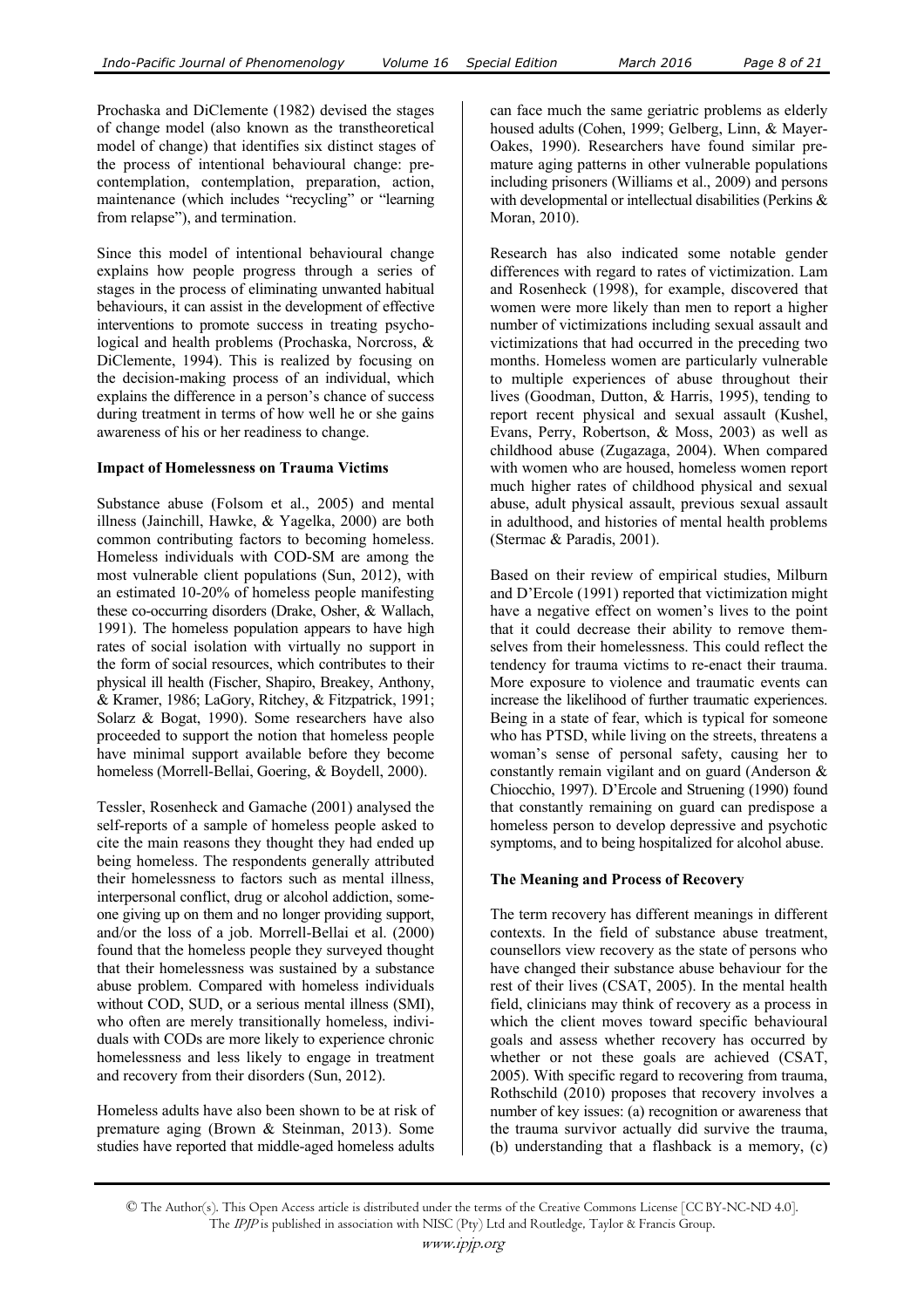Prochaska and DiClemente (1982) devised the stages of change model (also known as the transtheoretical model of change) that identifies six distinct stages of the process of intentional behavioural change: pre-contemplation, contemplation, preparation, action, maintenance (which includes "recycling" or "learning from relapse"), and termination.

Since this model of intentional behavioural change explains how people progress through a series of stages in the process of eliminating unwanted habitual behaviours, it can assist in the development of effective interventions to promote success in treating psychological and health problems (Prochaska, Norcross, & DiClemente, 1994). This is realized by focusing on the decision-making process of an individual, which explains the difference in a person's chance of success during treatment in terms of how well he or she gains awareness of his or her readiness to change.

**Impact of Homelessness on Trauma Victims**

Substance abuse (Folsom et al., 2005) and mental illness (Jainchill, Hawke, & Yagelka, 2000) are both common contributing factors to becoming homeless. Homeless individuals with COD-SM are among the most vulnerable client populations (Sun, 2012), with an estimated 10-20% of homeless people manifesting these co-occurring disorders (Drake, Osher, & Wallach, 1991). The homeless population appears to have high rates of social isolation with virtually no support in the form of social resources, which contributes to their physical ill health (Fischer, Shapiro, Breakey, Anthony, & Kramer, 1986; LaGory, Ritchey, & Fitzpatrick, 1991; Solarz & Bogat, 1990). Some researchers have also proceeded to support the notion that homeless people have minimal support available before they become homeless (Morrell-Bellai, Goering, & Boydell, 2000).

Tessler, Rosenheck and Gamache (2001) analysed the self-reports of a sample of homeless people asked to cite the main reasons they thought they had ended up being homeless. The respondents generally attributed their homelessness to factors such as mental illness, interpersonal conflict, drug or alcohol addiction, someone giving up on them and no longer providing support, and/or the loss of a job. Morrell-Bellai et al. (2000) found that the homeless people they surveyed thought that their homelessness was sustained by a substance abuse problem. Compared with homeless individuals without COD, SUD, or a serious mental illness (SMI), who often are merely transitionally homeless, individuals with CODs are more likely to experience chronic homelessness and less likely to engage in treatment and recovery from their disorders (Sun, 2012).

Homeless adults have also been shown to be at risk of premature aging (Brown & Steinman, 2013). Some studies have reported that middle-aged homeless adults can face much the same geriatric problems as elderly housed adults (Cohen, 1999; Gelberg, Linn, & Mayer-Oakes, 1990). Researchers have found similar premature aging patterns in other vulnerable populations including prisoners (Williams et al., 2009) and persons with developmental or intellectual disabilities (Perkins & Moran, 2010).

Research has also indicated some notable gender differences with regard to rates of victimization. Lam and Rosenheck (1998), for example, discovered that women were more likely than men to report a higher number of victimizations including sexual assault and victimizations that had occurred in the preceding two months. Homeless women are particularly vulnerable to multiple experiences of abuse throughout their lives (Goodman, Dutton, & Harris, 1995), tending to report recent physical and sexual assault (Kushel, Evans, Perry, Robertson, & Moss, 2003) as well as childhood abuse (Zugazaga, 2004). When compared with women who are housed, homeless women report much higher rates of childhood physical and sexual abuse, adult physical assault, previous sexual assault in adulthood, and histories of mental health problems (Stermac & Paradis, 2001).

Based on their review of empirical studies, Milburn and D'Ercole (1991) reported that victimization might have a negative effect on women's lives to the point that it could decrease their ability to remove themselves from their homelessness. This could reflect the tendency for trauma victims to re-enact their trauma. More exposure to violence and traumatic events can increase the likelihood of further traumatic experiences. Being in a state of fear, which is typical for someone who has PTSD, while living on the streets, threatens a woman's sense of personal safety, causing her to constantly remain vigilant and on guard (Anderson & Chiocchio, 1997). D'Ercole and Struening (1990) found that constantly remaining on guard can predispose a homeless person to develop depressive and psychotic symptoms, and to being hospitalized for alcohol abuse.

**The Meaning and Process of Recovery**

The term recovery has different meanings in different contexts. In the field of substance abuse treatment, counsellors view recovery as the state of persons who have changed their substance abuse behaviour for the rest of their lives (CSAT, 2005). In the mental health field, clinicians may think of recovery as a process in which the client moves toward specific behavioural goals and assess whether recovery has occurred by whether or not these goals are achieved (CSAT, 2005). With specific regard to recovering from trauma, Rothschild (2010) proposes that recovery involves a number of key issues: (a) recognition or awareness that the trauma survivor actually did survive the trauma, (b) understanding that a flashback is a memory, (c)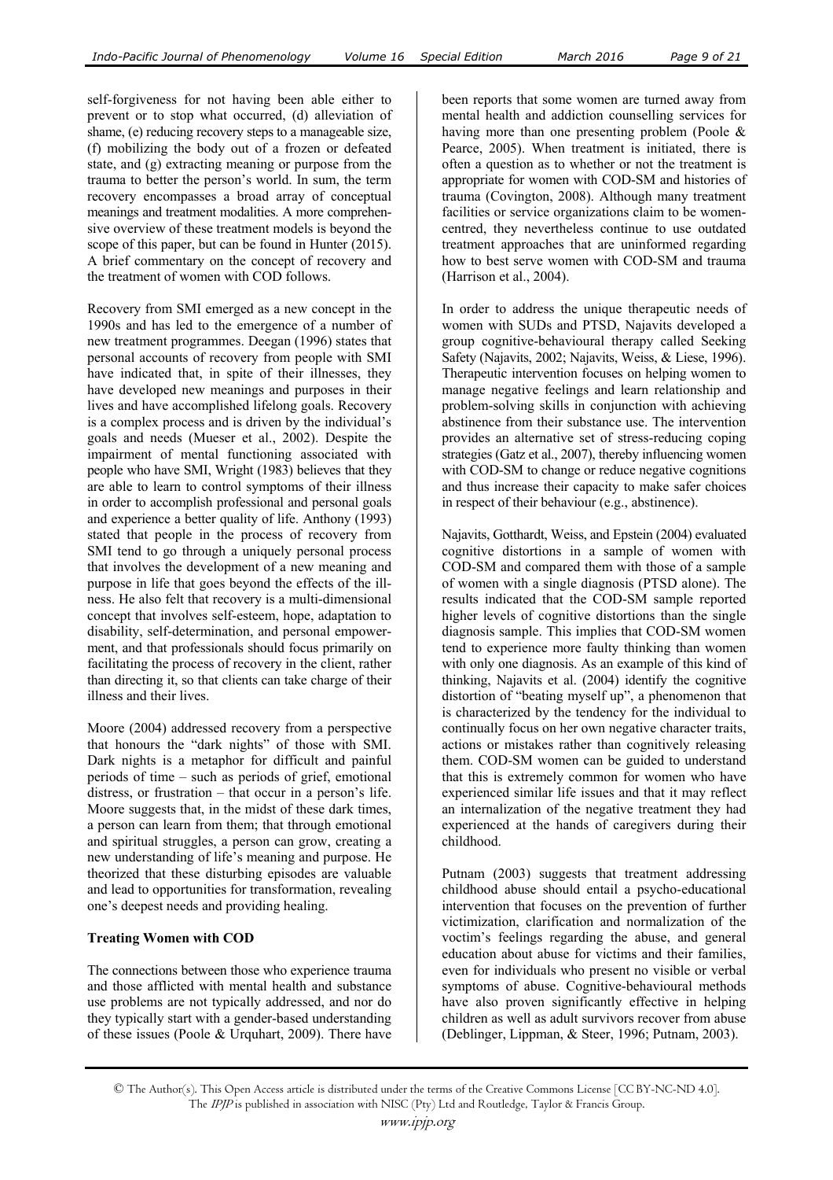self-forgiveness for not having been able either to prevent or to stop what occurred, (d) alleviation of shame, (e) reducing recovery steps to a manageable size, (f) mobilizing the body out of a frozen or defeated state, and (g) extracting meaning or purpose from the trauma to better the person's world. In sum, the term recovery encompasses a broad array of conceptual meanings and treatment modalities. A more comprehensive overview of these treatment models is beyond the scope of this paper, but can be found in Hunter (2015). A brief commentary on the concept of recovery and the treatment of women with COD follows.

Recovery from SMI emerged as a new concept in the 1990s and has led to the emergence of a number of new treatment programmes. Deegan (1996) states that personal accounts of recovery from people with SMI have indicated that, in spite of their illnesses, they have developed new meanings and purposes in their lives and have accomplished lifelong goals. Recovery is a complex process and is driven by the individual's goals and needs (Mueser et al., 2002). Despite the impairment of mental functioning associated with people who have SMI, Wright (1983) believes that they are able to learn to control symptoms of their illness in order to accomplish professional and personal goals and experience a better quality of life. Anthony (1993) stated that people in the process of recovery from SMI tend to go through a uniquely personal process that involves the development of a new meaning and purpose in life that goes beyond the effects of the illness. He also felt that recovery is a multi-dimensional concept that involves self-esteem, hope, adaptation to disability, self-determination, and personal empowerment, and that professionals should focus primarily on facilitating the process of recovery in the client, rather than directing it, so that clients can take charge of their illness and their lives.

Moore (2004) addressed recovery from a perspective that honours the "dark nights" of those with SMI. Dark nights is a metaphor for difficult and painful periods of time – such as periods of grief, emotional distress, or frustration – that occur in a person's life. Moore suggests that, in the midst of these dark times, a person can learn from them; that through emotional and spiritual struggles, a person can grow, creating a new understanding of life's meaning and purpose. He theorized that these disturbing episodes are valuable and lead to opportunities for transformation, revealing one's deepest needs and providing healing.

**Treating Women with COD**

The connections between those who experience trauma and those afflicted with mental health and substance use problems are not typically addressed, and nor do they typically start with a gender-based understanding of these issues (Poole & Urquhart, 2009). There have been reports that some women are turned away from mental health and addiction counselling services for having more than one presenting problem (Poole & Pearce, 2005). When treatment is initiated, there is often a question as to whether or not the treatment is appropriate for women with COD-SM and histories of trauma (Covington, 2008). Although many treatment facilities or service organizations claim to be women-centred, they nevertheless continue to use outdated treatment approaches that are uninformed regarding how to best serve women with COD-SM and trauma (Harrison et al., 2004).

In order to address the unique therapeutic needs of women with SUDs and PTSD, Najavits developed a group cognitive-behavioural therapy called Seeking Safety (Najavits, 2002; Najavits, Weiss, & Liese, 1996). Therapeutic intervention focuses on helping women to manage negative feelings and learn relationship and problem-solving skills in conjunction with achieving abstinence from their substance use. The intervention provides an alternative set of stress-reducing coping strategies (Gatz et al., 2007), thereby influencing women with COD-SM to change or reduce negative cognitions and thus increase their capacity to make safer choices in respect of their behaviour (e.g., abstinence).

Najavits, Gotthardt, Weiss, and Epstein (2004) evaluated cognitive distortions in a sample of women with COD-SM and compared them with those of a sample of women with a single diagnosis (PTSD alone). The results indicated that the COD-SM sample reported higher levels of cognitive distortions than the single diagnosis sample. This implies that COD-SM women tend to experience more faulty thinking than women with only one diagnosis. As an example of this kind of thinking, Najavits et al. (2004) identify the cognitive distortion of "beating myself up", a phenomenon that is characterized by the tendency for the individual to continually focus on her own negative character traits, actions or mistakes rather than cognitively releasing them. COD-SM women can be guided to understand that this is extremely common for women who have experienced similar life issues and that it may reflect an internalization of the negative treatment they had experienced at the hands of caregivers during their childhood.

Putnam (2003) suggests that treatment addressing childhood abuse should entail a psycho-educational intervention that focuses on the prevention of further victimization, clarification and normalization of the voctim's feelings regarding the abuse, and general education about abuse for victims and their families, even for individuals who present no visible or verbal symptoms of abuse. Cognitive-behavioural methods have also proven significantly effective in helping children as well as adult survivors recover from abuse (Deblinger, Lippman, & Steer, 1996; Putnam, 2003).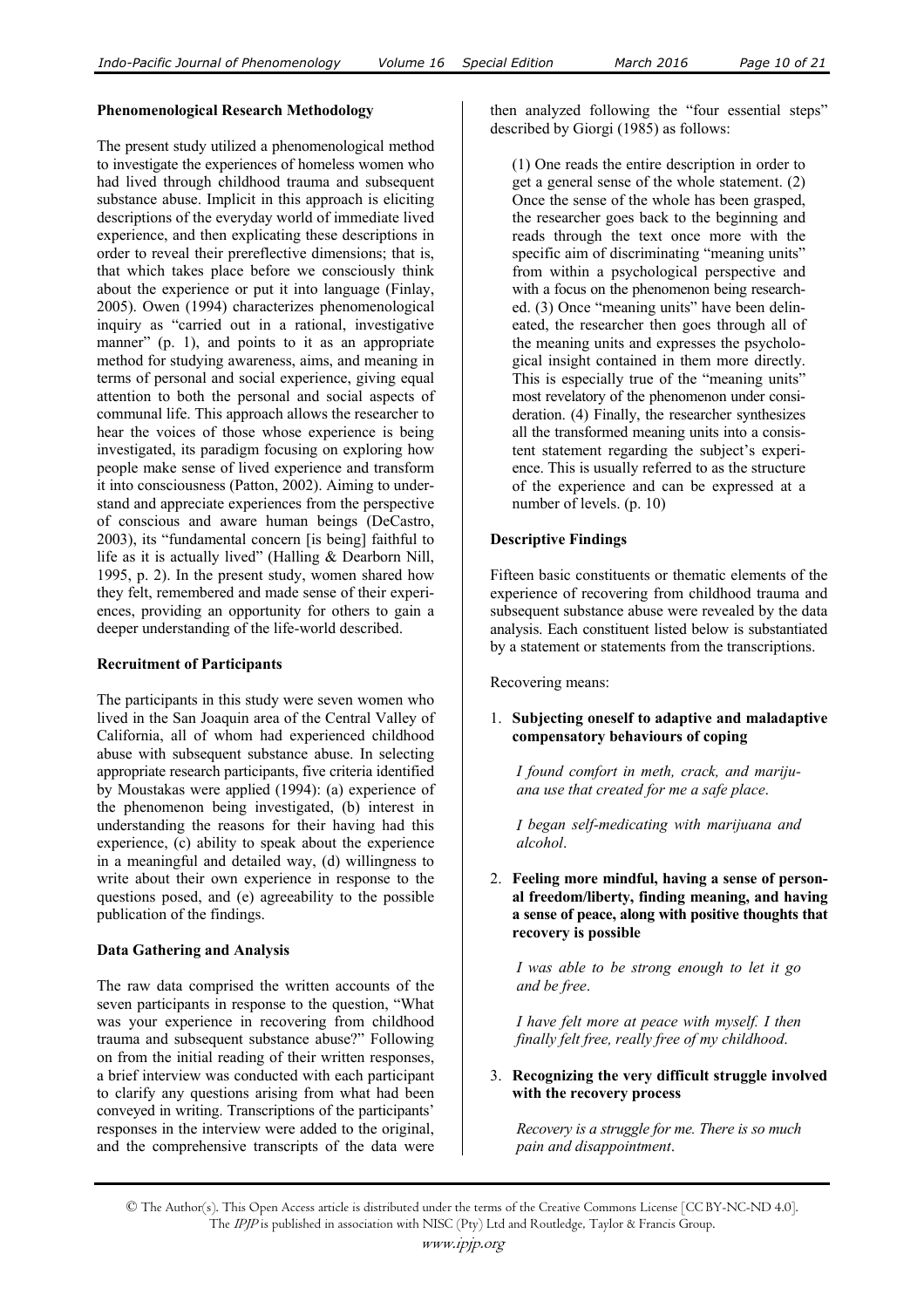**Phenomenological Research Methodology**

The present study utilized a phenomenological method to investigate the experiences of homeless women who had lived through childhood trauma and subsequent substance abuse. Implicit in this approach is eliciting descriptions of the everyday world of immediate lived experience, and then explicating these descriptions in order to reveal their prereflective dimensions; that is, that which takes place before we consciously think about the experience or put it into language (Finlay, 2005). Owen (1994) characterizes phenomenological inquiry as "carried out in a rational, investigative manner" (p. 1), and points to it as an appropriate method for studying awareness, aims, and meaning in terms of personal and social experience, giving equal attention to both the personal and social aspects of communal life. This approach allows the researcher to hear the voices of those whose experience is being investigated, its paradigm focusing on exploring how people make sense of lived experience and transform it into consciousness (Patton, 2002). Aiming to understand and appreciate experiences from the perspective of conscious and aware human beings (DeCastro, 2003), its "fundamental concern [is being] faithful to life as it is actually lived" (Halling & Dearborn Nill, 1995, p. 2). In the present study, women shared how they felt, remembered and made sense of their experiences, providing an opportunity for others to gain a deeper understanding of the life-world described.

**Recruitment of Participants**

The participants in this study were seven women who lived in the San Joaquin area of the Central Valley of California, all of whom had experienced childhood abuse with subsequent substance abuse. In selecting appropriate research participants, five criteria identified by Moustakas were applied (1994): (a) experience of the phenomenon being investigated, (b) interest in understanding the reasons for their having had this experience, (c) ability to speak about the experience in a meaningful and detailed way, (d) willingness to write about their own experience in response to the questions posed, and (e) agreeability to the possible publication of the findings.

**Data Gathering and Analysis**

The raw data comprised the written accounts of the seven participants in response to the question, "What was your experience in recovering from childhood trauma and subsequent substance abuse?" Following on from the initial reading of their written responses, a brief interview was conducted with each participant to clarify any questions arising from what had been conveyed in writing. Transcriptions of the participants' responses in the interview were added to the original, and the comprehensive transcripts of the data were then analyzed following the "four essential steps" described by Giorgi (1985) as follows:

> (1) One reads the entire description in order to get a general sense of the whole statement. (2) Once the sense of the whole has been grasped, the researcher goes back to the beginning and reads through the text once more with the specific aim of discriminating "meaning units" from within a psychological perspective and with a focus on the phenomenon being researched. (3) Once "meaning units" have been delineated, the researcher then goes through all of the meaning units and expresses the psychological insight contained in them more directly. This is especially true of the "meaning units" most revelatory of the phenomenon under consideration. (4) Finally, the researcher synthesizes all the transformed meaning units into a consistent statement regarding the subject's experience. This is usually referred to as the structure of the experience and can be expressed at a number of levels. (p. 10)

**Descriptive Findings**

Fifteen basic constituents or thematic elements of the experience of recovering from childhood trauma and subsequent substance abuse were revealed by the data analysis. Each constituent listed below is substantiated by a statement or statements from the transcriptions.

Recovering means:

1. **Subjecting oneself to adaptive and maladaptive compensatory behaviours of coping**

   *I found comfort in meth, crack, and marijuana use that created for me a safe place*.

   *I began self-medicating with marijuana and alcohol*.

2. **Feeling more mindful, having a sense of personal freedom/liberty, finding meaning, and having a sense of peace, along with positive thoughts that recovery is possible**

   *I was able to be strong enough to let it go and be free*.

   *I have felt more at peace with myself. I then finally felt free, really free of my childhood*.

3. **Recognizing the very difficult struggle involved with the recovery process**

   *Recovery is a struggle for me. There is so much pain and disappointment*.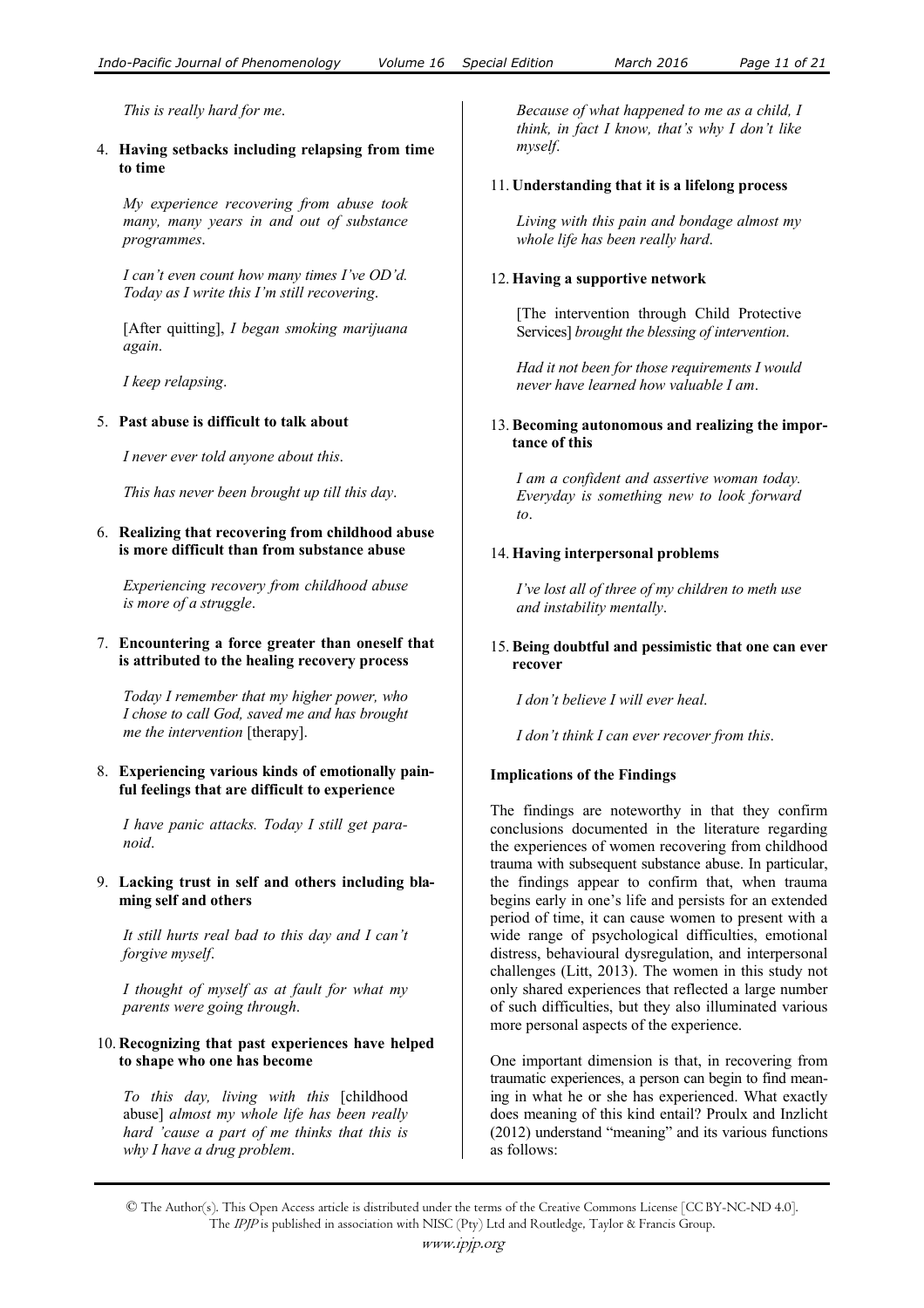*This is really hard for me*.

4. **Having setbacks including relapsing from time to time**

   *My experience recovering from abuse took many, many years in and out of substance programmes*.

   *I can't even count how many times I've OD'd. Today as I write this I'm still recovering*.

   [After quitting], *I began smoking marijuana again*.

   *I keep relapsing*.

5. **Past abuse is difficult to talk about**

   *I never ever told anyone about this*.

   *This has never been brought up till this day*.

6. **Realizing that recovering from childhood abuse is more difficult than from substance abuse**

   *Experiencing recovery from childhood abuse is more of a struggle*.

7. **Encountering a force greater than oneself that is attributed to the healing recovery process**

   *Today I remember that my higher power, who I chose to call God, saved me and has brought me the intervention* [therapy].

8. **Experiencing various kinds of emotionally painful feelings that are difficult to experience**

   *I have panic attacks. Today I still get paranoid*.

9. **Lacking trust in self and others including blaming self and others**

   *It still hurts real bad to this day and I can't forgive myself*.

   *I thought of myself as at fault for what my parents were going through*.

10. **Recognizing that past experiences have helped to shape who one has become**

    *To this day, living with this* [childhood abuse] *almost my whole life has been really hard 'cause a part of me thinks that this is why I have a drug problem*.

    *Because of what happened to me as a child, I think, in fact I know, that's why I don't like myself*.

11. **Understanding that it is a lifelong process**

    *Living with this pain and bondage almost my whole life has been really hard*.

12. **Having a supportive network**

    [The intervention through Child Protective Services] *brought the blessing of intervention*.

    *Had it not been for those requirements I would never have learned how valuable I am*.

13. **Becoming autonomous and realizing the importance of this**

    *I am a confident and assertive woman today. Everyday is something new to look forward to*.

14. **Having interpersonal problems**

    *I've lost all of three of my children to meth use and instability mentally*.

15. **Being doubtful and pessimistic that one can ever recover**

    *I don't believe I will ever heal*.

    *I don't think I can ever recover from this*.

### Implications of the Findings

The findings are noteworthy in that they confirm conclusions documented in the literature regarding the experiences of women recovering from childhood trauma with subsequent substance abuse. In particular, the findings appear to confirm that, when trauma begins early in one's life and persists for an extended period of time, it can cause women to present with a wide range of psychological difficulties, emotional distress, behavioural dysregulation, and interpersonal challenges (Litt, 2013). The women in this study not only shared experiences that reflected a large number of such difficulties, but they also illuminated various more personal aspects of the experience.

One important dimension is that, in recovering from traumatic experiences, a person can begin to find meaning in what he or she has experienced. What exactly does meaning of this kind entail? Proulx and Inzlicht (2012) understand "meaning" and its various functions as follows: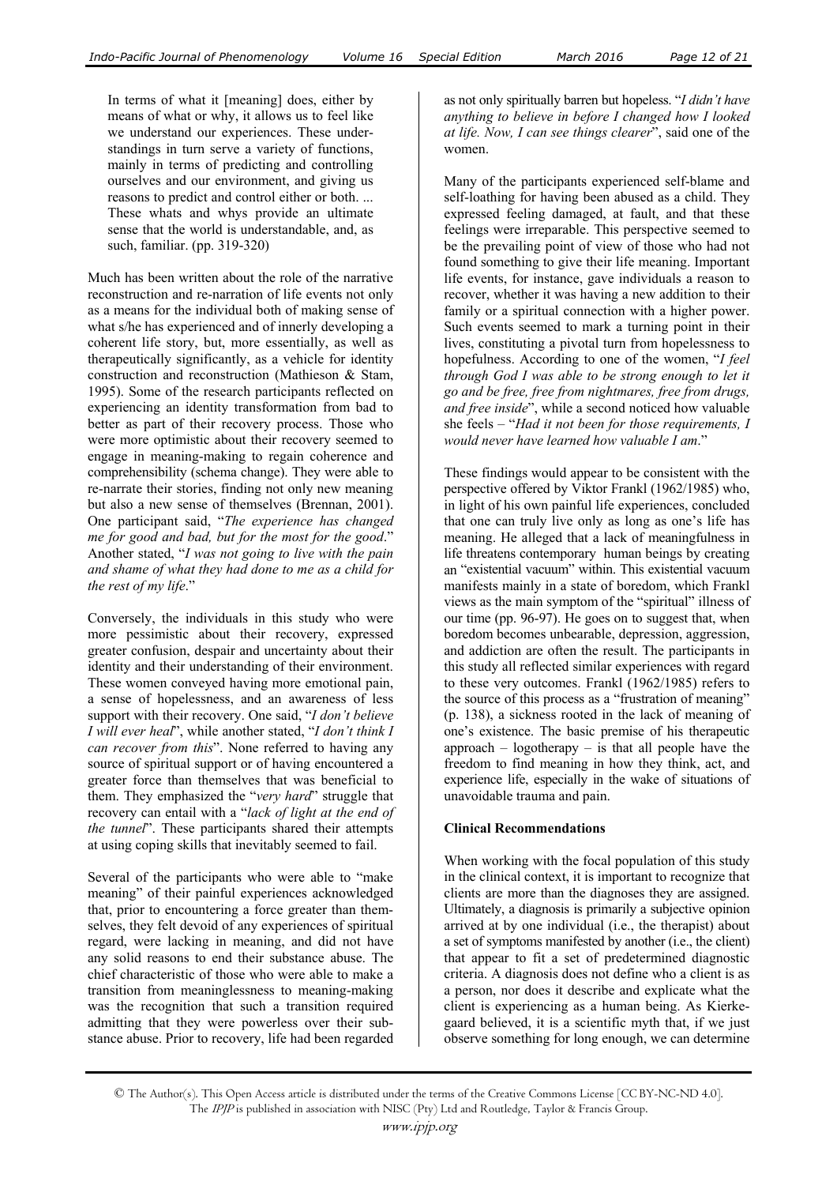> In terms of what it [meaning] does, either by means of what or why, it allows us to feel like we understand our experiences. These understandings in turn serve a variety of functions, mainly in terms of predicting and controlling ourselves and our environment, and giving us reasons to predict and control either or both. ... These whats and whys provide an ultimate sense that the world is understandable, and, as such, familiar. (pp. 319-320)

Much has been written about the role of the narrative reconstruction and re-narration of life events not only as a means for the individual both of making sense of what s/he has experienced and of innerly developing a coherent life story, but, more essentially, as well as therapeutically significantly, as a vehicle for identity construction and reconstruction (Mathieson & Stam, 1995). Some of the research participants reflected on experiencing an identity transformation from bad to better as part of their recovery process. Those who were more optimistic about their recovery seemed to engage in meaning-making to regain coherence and comprehensibility (schema change). They were able to re-narrate their stories, finding not only new meaning but also a new sense of themselves (Brennan, 2001). One participant said, "*The experience has changed me for good and bad, but for the most for the good*." Another stated, "*I was not going to live with the pain and shame of what they had done to me as a child for the rest of my life*."

Conversely, the individuals in this study who were more pessimistic about their recovery, expressed greater confusion, despair and uncertainty about their identity and their understanding of their environment. These women conveyed having more emotional pain, a sense of hopelessness, and an awareness of less support with their recovery. One said, "*I don't believe I will ever heal*", while another stated, "*I don't think I can recover from this*". None referred to having any source of spiritual support or of having encountered a greater force than themselves that was beneficial to them. They emphasized the "*very hard*" struggle that recovery can entail with a "*lack of light at the end of the tunnel*". These participants shared their attempts at using coping skills that inevitably seemed to fail.

Several of the participants who were able to "make meaning" of their painful experiences acknowledged that, prior to encountering a force greater than themselves, they felt devoid of any experiences of spiritual regard, were lacking in meaning, and did not have any solid reasons to end their substance abuse. The chief characteristic of those who were able to make a transition from meaninglessness to meaning-making was the recognition that such a transition required admitting that they were powerless over their substance abuse. Prior to recovery, life had been regarded as not only spiritually barren but hopeless. "*I didn't have anything to believe in before I changed how I looked at life. Now, I can see things clearer*", said one of the women.

Many of the participants experienced self-blame and self-loathing for having been abused as a child. They expressed feeling damaged, at fault, and that these feelings were irreparable. This perspective seemed to be the prevailing point of view of those who had not found something to give their life meaning. Important life events, for instance, gave individuals a reason to recover, whether it was having a new addition to their family or a spiritual connection with a higher power. Such events seemed to mark a turning point in their lives, constituting a pivotal turn from hopelessness to hopefulness. According to one of the women, "*I feel through God I was able to be strong enough to let it go and be free, free from nightmares, free from drugs, and free inside*", while a second noticed how valuable she feels – "*Had it not been for those requirements, I would never have learned how valuable I am*."

These findings would appear to be consistent with the perspective offered by Viktor Frankl (1962/1985) who, in light of his own painful life experiences, concluded that one can truly live only as long as one's life has meaning. He alleged that a lack of meaningfulness in life threatens contemporary human beings by creating an "existential vacuum" within. This existential vacuum manifests mainly in a state of boredom, which Frankl views as the main symptom of the "spiritual" illness of our time (pp. 96-97). He goes on to suggest that, when boredom becomes unbearable, depression, aggression, and addiction are often the result. The participants in this study all reflected similar experiences with regard to these very outcomes. Frankl (1962/1985) refers to the source of this process as a "frustration of meaning" (p. 138), a sickness rooted in the lack of meaning of one's existence. The basic premise of his therapeutic approach – logotherapy – is that all people have the freedom to find meaning in how they think, act, and experience life, especially in the wake of situations of unavoidable trauma and pain.

**Clinical Recommendations**

When working with the focal population of this study in the clinical context, it is important to recognize that clients are more than the diagnoses they are assigned. Ultimately, a diagnosis is primarily a subjective opinion arrived at by one individual (i.e., the therapist) about a set of symptoms manifested by another (i.e., the client) that appear to fit a set of predetermined diagnostic criteria. A diagnosis does not define who a client is as a person, nor does it describe and explicate what the client is experiencing as a human being. As Kierkegaard believed, it is a scientific myth that, if we just observe something for long enough, we can determine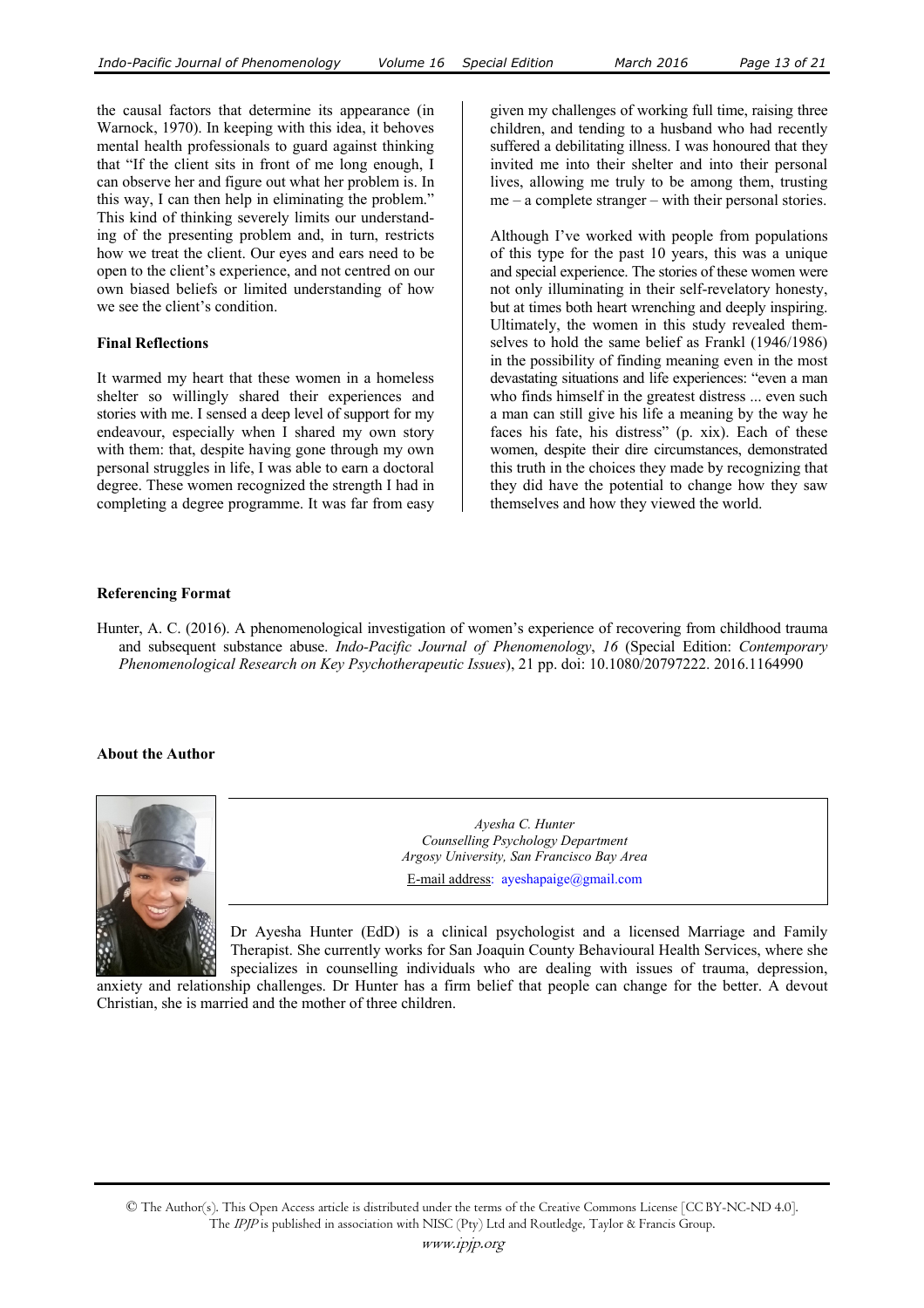the causal factors that determine its appearance (in Warnock, 1970). In keeping with this idea, it behoves mental health professionals to guard against thinking that "If the client sits in front of me long enough, I can observe her and figure out what her problem is. In this way, I can then help in eliminating the problem." This kind of thinking severely limits our understanding of the presenting problem and, in turn, restricts how we treat the client. Our eyes and ears need to be open to the client's experience, and not centred on our own biased beliefs or limited understanding of how we see the client's condition.

### Final Reflections

It warmed my heart that these women in a homeless shelter so willingly shared their experiences and stories with me. I sensed a deep level of support for my endeavour, especially when I shared my own story with them: that, despite having gone through my own personal struggles in life, I was able to earn a doctoral degree. These women recognized the strength I had in completing a degree programme. It was far from easy given my challenges of working full time, raising three children, and tending to a husband who had recently suffered a debilitating illness. I was honoured that they invited me into their shelter and into their personal lives, allowing me truly to be among them, trusting me – a complete stranger – with their personal stories.

Although I've worked with people from populations of this type for the past 10 years, this was a unique and special experience. The stories of these women were not only illuminating in their self-revelatory honesty, but at times both heart wrenching and deeply inspiring. Ultimately, the women in this study revealed themselves to hold the same belief as Frankl (1946/1986) in the possibility of finding meaning even in the most devastating situations and life experiences: "even a man who finds himself in the greatest distress ... even such a man can still give his life a meaning by the way he faces his fate, his distress" (p. xix). Each of these women, despite their dire circumstances, demonstrated this truth in the choices they made by recognizing that they did have the potential to change how they saw themselves and how they viewed the world.

### Referencing Format

Hunter, A. C. (2016). A phenomenological investigation of women's experience of recovering from childhood trauma and subsequent substance abuse. *Indo-Pacific Journal of Phenomenology*, *16* (Special Edition: *Contemporary Phenomenological Research on Key Psychotherapeutic Issues*), 21 pp. doi: 10.1080/20797222. 2016.1164990

### About the Author

*Ayesha C. Hunter*
*Counselling Psychology Department*
*Argosy University, San Francisco Bay Area*
E-mail address: ayeshapaige@gmail.com

Dr Ayesha Hunter (EdD) is a clinical psychologist and a licensed Marriage and Family Therapist. She currently works for San Joaquin County Behavioural Health Services, where she specializes in counselling individuals who are dealing with issues of trauma, depression, anxiety and relationship challenges. Dr Hunter has a firm belief that people can change for the better. A devout Christian, she is married and the mother of three children.

© The Author(s). This Open Access article is distributed under the terms of the Creative Commons License [CC BY-NC-ND 4.0]. The *IPJP* is published in association with NISC (Pty) Ltd and Routledge, Taylor & Francis Group.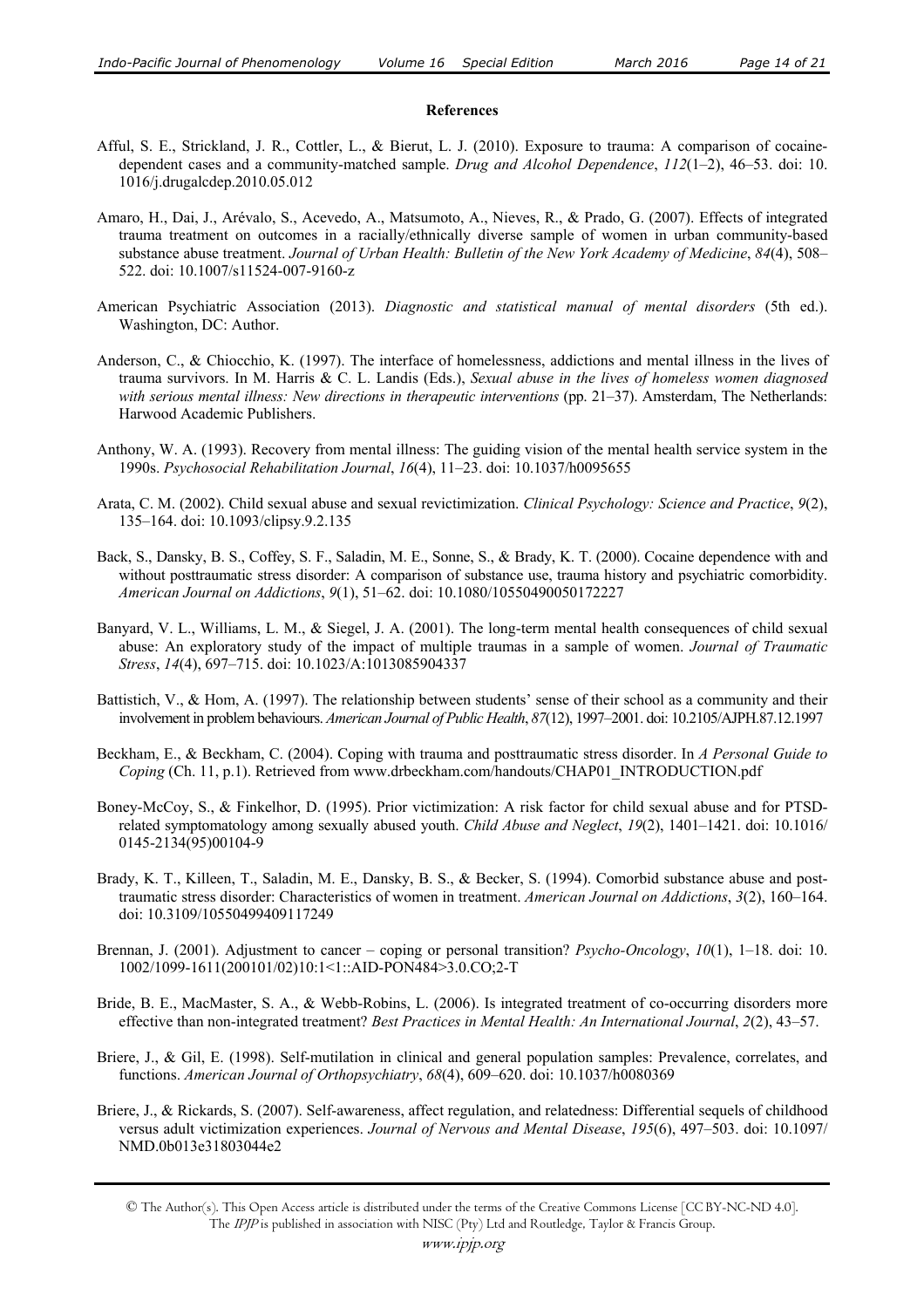## References

Afful, S. E., Strickland, J. R., Cottler, L., & Bierut, L. J. (2010). Exposure to trauma: A comparison of cocaine-dependent cases and a community-matched sample. *Drug and Alcohol Dependence*, *112*(1–2), 46–53. doi: 10.1016/j.drugalcdep.2010.05.012

Amaro, H., Dai, J., Arévalo, S., Acevedo, A., Matsumoto, A., Nieves, R., & Prado, G. (2007). Effects of integrated trauma treatment on outcomes in a racially/ethnically diverse sample of women in urban community-based substance abuse treatment. *Journal of Urban Health: Bulletin of the New York Academy of Medicine*, *84*(4), 508–522. doi: 10.1007/s11524-007-9160-z

American Psychiatric Association (2013). *Diagnostic and statistical manual of mental disorders* (5th ed.). Washington, DC: Author.

Anderson, C., & Chiocchio, K. (1997). The interface of homelessness, addictions and mental illness in the lives of trauma survivors. In M. Harris & C. L. Landis (Eds.), *Sexual abuse in the lives of homeless women diagnosed with serious mental illness: New directions in therapeutic interventions* (pp. 21–37). Amsterdam, The Netherlands: Harwood Academic Publishers.

Anthony, W. A. (1993). Recovery from mental illness: The guiding vision of the mental health service system in the 1990s. *Psychosocial Rehabilitation Journal*, *16*(4), 11–23. doi: 10.1037/h0095655

Arata, C. M. (2002). Child sexual abuse and sexual revictimization. *Clinical Psychology: Science and Practice*, *9*(2), 135–164. doi: 10.1093/clipsy.9.2.135

Back, S., Dansky, B. S., Coffey, S. F., Saladin, M. E., Sonne, S., & Brady, K. T. (2000). Cocaine dependence with and without posttraumatic stress disorder: A comparison of substance use, trauma history and psychiatric comorbidity. *American Journal on Addictions*, *9*(1), 51–62. doi: 10.1080/10550490050172227

Banyard, V. L., Williams, L. M., & Siegel, J. A. (2001). The long-term mental health consequences of child sexual abuse: An exploratory study of the impact of multiple traumas in a sample of women. *Journal of Traumatic Stress*, *14*(4), 697–715. doi: 10.1023/A:1013085904337

Battistich, V., & Hom, A. (1997). The relationship between students' sense of their school as a community and their involvement in problem behaviours. *American Journal of Public Health*, *87*(12), 1997–2001. doi: 10.2105/AJPH.87.12.1997

Beckham, E., & Beckham, C. (2004). Coping with trauma and posttraumatic stress disorder. In *A Personal Guide to Coping* (Ch. 11, p.1). Retrieved from www.drbeckham.com/handouts/CHAP01_INTRODUCTION.pdf

Boney-McCoy, S., & Finkelhor, D. (1995). Prior victimization: A risk factor for child sexual abuse and for PTSD-related symptomatology among sexually abused youth. *Child Abuse and Neglect*, *19*(2), 1401–1421. doi: 10.1016/0145-2134(95)00104-9

Brady, K. T., Killeen, T., Saladin, M. E., Dansky, B. S., & Becker, S. (1994). Comorbid substance abuse and post-traumatic stress disorder: Characteristics of women in treatment. *American Journal on Addictions*, *3*(2), 160–164. doi: 10.3109/10550499409117249

Brennan, J. (2001). Adjustment to cancer – coping or personal transition? *Psycho-Oncology*, *10*(1), 1–18. doi: 10.1002/1099-1611(200101/02)10:1<1::AID-PON484>3.0.CO;2-T

Bride, B. E., MacMaster, S. A., & Webb-Robins, L. (2006). Is integrated treatment of co-occurring disorders more effective than non-integrated treatment? *Best Practices in Mental Health: An International Journal*, *2*(2), 43–57.

Briere, J., & Gil, E. (1998). Self-mutilation in clinical and general population samples: Prevalence, correlates, and functions. *American Journal of Orthopsychiatry*, *68*(4), 609–620. doi: 10.1037/h0080369

Briere, J., & Rickards, S. (2007). Self-awareness, affect regulation, and relatedness: Differential sequels of childhood versus adult victimization experiences. *Journal of Nervous and Mental Disease*, *195*(6), 497–503. doi: 10.1097/NMD.0b013e31803044e2

© The Author(s). This Open Access article is distributed under the terms of the Creative Commons License [CC BY-NC-ND 4.0]. The *IPJP* is published in association with NISC (Pty) Ltd and Routledge, Taylor & Francis Group.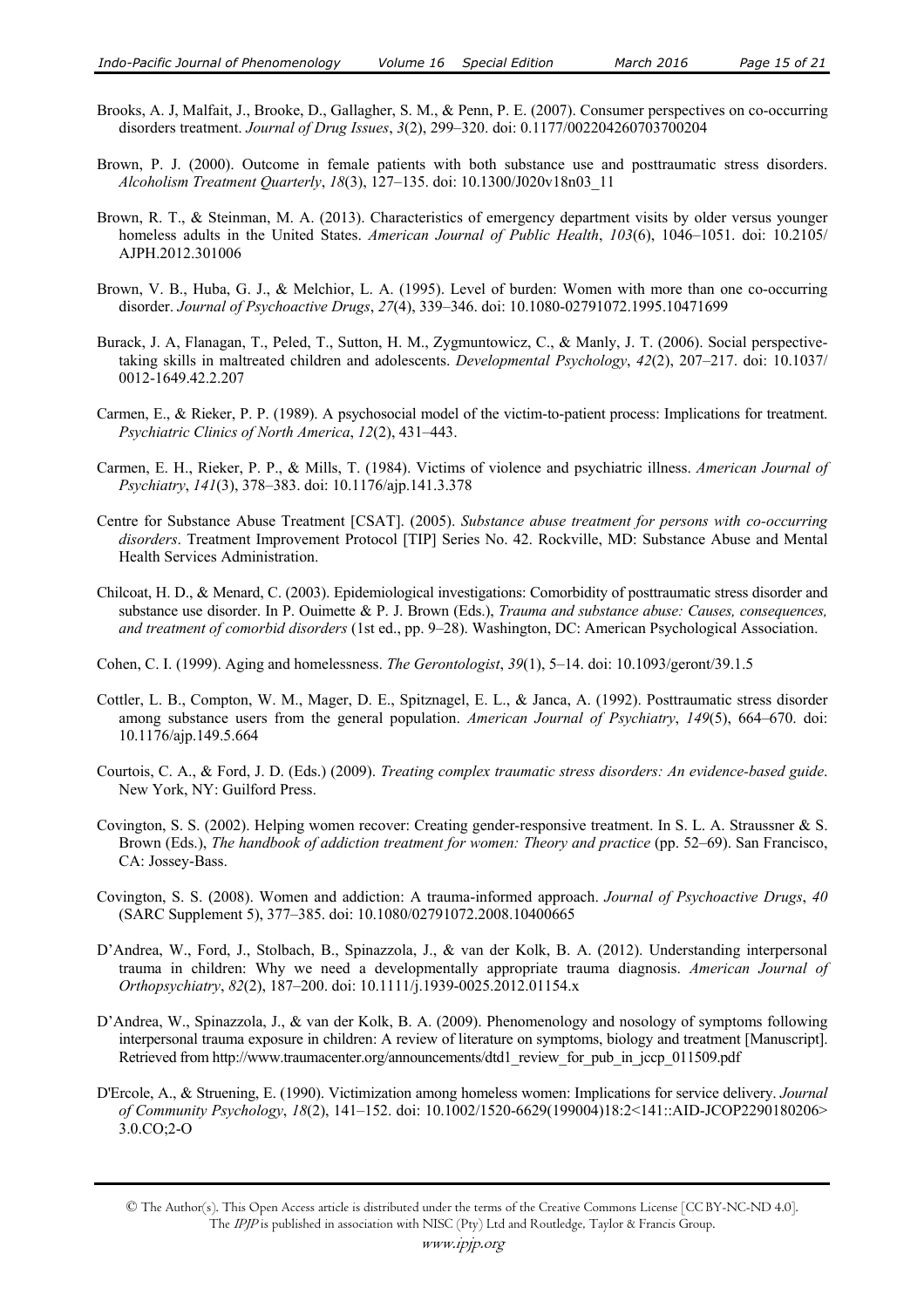Brooks, A. J, Malfait, J., Brooke, D., Gallagher, S. M., & Penn, P. E. (2007). Consumer perspectives on co-occurring disorders treatment. *Journal of Drug Issues*, *3*(2), 299–320. doi: 0.1177/002204260703700204

Brown, P. J. (2000). Outcome in female patients with both substance use and posttraumatic stress disorders. *Alcoholism Treatment Quarterly*, *18*(3), 127–135. doi: 10.1300/J020v18n03_11

Brown, R. T., & Steinman, M. A. (2013). Characteristics of emergency department visits by older versus younger homeless adults in the United States. *American Journal of Public Health*, *103*(6), 1046–1051. doi: 10.2105/AJPH.2012.301006

Brown, V. B., Huba, G. J., & Melchior, L. A. (1995). Level of burden: Women with more than one co-occurring disorder. *Journal of Psychoactive Drugs*, *27*(4), 339–346. doi: 10.1080-02791072.1995.10471699

Burack, J. A, Flanagan, T., Peled, T., Sutton, H. M., Zygmuntowicz, C., & Manly, J. T. (2006). Social perspective-taking skills in maltreated children and adolescents. *Developmental Psychology*, *42*(2), 207–217. doi: 10.1037/0012-1649.42.2.207

Carmen, E., & Rieker, P. P. (1989). A psychosocial model of the victim-to-patient process: Implications for treatment. *Psychiatric Clinics of North America*, *12*(2), 431–443.

Carmen, E. H., Rieker, P. P., & Mills, T. (1984). Victims of violence and psychiatric illness. *American Journal of Psychiatry*, *141*(3), 378–383. doi: 10.1176/ajp.141.3.378

Centre for Substance Abuse Treatment [CSAT]. (2005). *Substance abuse treatment for persons with co-occurring disorders*. Treatment Improvement Protocol [TIP] Series No. 42. Rockville, MD: Substance Abuse and Mental Health Services Administration.

Chilcoat, H. D., & Menard, C. (2003). Epidemiological investigations: Comorbidity of posttraumatic stress disorder and substance use disorder. In P. Ouimette & P. J. Brown (Eds.), *Trauma and substance abuse: Causes, consequences, and treatment of comorbid disorders* (1st ed., pp. 9–28). Washington, DC: American Psychological Association.

Cohen, C. I. (1999). Aging and homelessness. *The Gerontologist*, *39*(1), 5–14. doi: 10.1093/geront/39.1.5

Cottler, L. B., Compton, W. M., Mager, D. E., Spitznagel, E. L., & Janca, A. (1992). Posttraumatic stress disorder among substance users from the general population. *American Journal of Psychiatry*, *149*(5), 664–670. doi: 10.1176/ajp.149.5.664

Courtois, C. A., & Ford, J. D. (Eds.) (2009). *Treating complex traumatic stress disorders: An evidence-based guide*. New York, NY: Guilford Press.

Covington, S. S. (2002). Helping women recover: Creating gender-responsive treatment. In S. L. A. Straussner & S. Brown (Eds.), *The handbook of addiction treatment for women: Theory and practice* (pp. 52–69). San Francisco, CA: Jossey-Bass.

Covington, S. S. (2008). Women and addiction: A trauma-informed approach. *Journal of Psychoactive Drugs*, *40* (SARC Supplement 5), 377–385. doi: 10.1080/02791072.2008.10400665

D'Andrea, W., Ford, J., Stolbach, B., Spinazzola, J., & van der Kolk, B. A. (2012). Understanding interpersonal trauma in children: Why we need a developmentally appropriate trauma diagnosis. *American Journal of Orthopsychiatry*, *82*(2), 187–200. doi: 10.1111/j.1939-0025.2012.01154.x

D'Andrea, W., Spinazzola, J., & van der Kolk, B. A. (2009). Phenomenology and nosology of symptoms following interpersonal trauma exposure in children: A review of literature on symptoms, biology and treatment [Manuscript]. Retrieved from http://www.traumacenter.org/announcements/dtd1_review_for_pub_in_jccp_011509.pdf

D'Ercole, A., & Struening, E. (1990). Victimization among homeless women: Implications for service delivery. *Journal of Community Psychology*, *18*(2), 141–152. doi: 10.1002/1520-6629(199004)18:2<141::AID-JCOP2290180206>3.0.CO;2-O

© The Author(s). This Open Access article is distributed under the terms of the Creative Commons License [CC BY-NC-ND 4.0]. The *IPJP* is published in association with NISC (Pty) Ltd and Routledge, Taylor & Francis Group.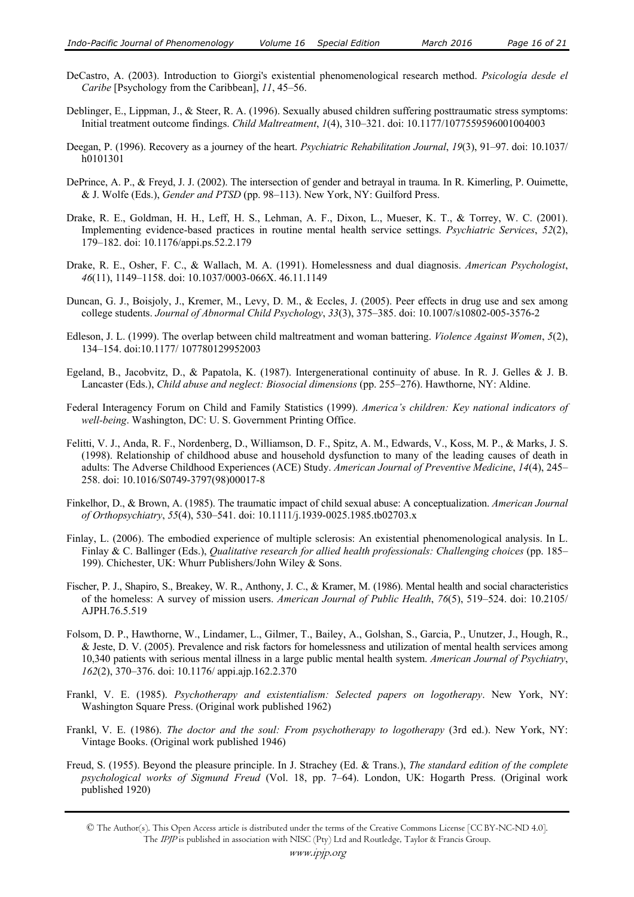DeCastro, A. (2003). Introduction to Giorgi's existential phenomenological research method. *Psicología desde el Caribe* [Psychology from the Caribbean], *11*, 45–56.

Deblinger, E., Lippman, J., & Steer, R. A. (1996). Sexually abused children suffering posttraumatic stress symptoms: Initial treatment outcome findings. *Child Maltreatment*, *1*(4), 310–321. doi: 10.1177/1077559596001004003

Deegan, P. (1996). Recovery as a journey of the heart. *Psychiatric Rehabilitation Journal*, *19*(3), 91–97. doi: 10.1037/h0101301

DePrince, A. P., & Freyd, J. J. (2002). The intersection of gender and betrayal in trauma. In R. Kimerling, P. Ouimette, & J. Wolfe (Eds.), *Gender and PTSD* (pp. 98–113). New York, NY: Guilford Press.

Drake, R. E., Goldman, H. H., Leff, H. S., Lehman, A. F., Dixon, L., Mueser, K. T., & Torrey, W. C. (2001). Implementing evidence-based practices in routine mental health service settings. *Psychiatric Services*, *52*(2), 179–182. doi: 10.1176/appi.ps.52.2.179

Drake, R. E., Osher, F. C., & Wallach, M. A. (1991). Homelessness and dual diagnosis. *American Psychologist*, *46*(11), 1149–1158. doi: 10.1037/0003-066X. 46.11.1149

Duncan, G. J., Boisjoly, J., Kremer, M., Levy, D. M., & Eccles, J. (2005). Peer effects in drug use and sex among college students. *Journal of Abnormal Child Psychology*, *33*(3), 375–385. doi: 10.1007/s10802-005-3576-2

Edleson, J. L. (1999). The overlap between child maltreatment and woman battering. *Violence Against Women*, *5*(2), 134–154. doi:10.1177/ 107780129952003

Egeland, B., Jacobvitz, D., & Papatola, K. (1987). Intergenerational continuity of abuse. In R. J. Gelles & J. B. Lancaster (Eds.), *Child abuse and neglect: Biosocial dimensions* (pp. 255–276). Hawthorne, NY: Aldine.

Federal Interagency Forum on Child and Family Statistics (1999). *America's children: Key national indicators of well-being*. Washington, DC: U. S. Government Printing Office.

Felitti, V. J., Anda, R. F., Nordenberg, D., Williamson, D. F., Spitz, A. M., Edwards, V., Koss, M. P., & Marks, J. S. (1998). Relationship of childhood abuse and household dysfunction to many of the leading causes of death in adults: The Adverse Childhood Experiences (ACE) Study. *American Journal of Preventive Medicine*, *14*(4), 245–258. doi: 10.1016/S0749-3797(98)00017-8

Finkelhor, D., & Brown, A. (1985). The traumatic impact of child sexual abuse: A conceptualization. *American Journal of Orthopsychiatry*, *55*(4), 530–541. doi: 10.1111/j.1939-0025.1985.tb02703.x

Finlay, L. (2006). The embodied experience of multiple sclerosis: An existential phenomenological analysis. In L. Finlay & C. Ballinger (Eds.), *Qualitative research for allied health professionals: Challenging choices* (pp. 185–199). Chichester, UK: Whurr Publishers/John Wiley & Sons.

Fischer, P. J., Shapiro, S., Breakey, W. R., Anthony, J. C., & Kramer, M. (1986). Mental health and social characteristics of the homeless: A survey of mission users. *American Journal of Public Health*, *76*(5), 519–524. doi: 10.2105/ AJPH.76.5.519

Folsom, D. P., Hawthorne, W., Lindamer, L., Gilmer, T., Bailey, A., Golshan, S., Garcia, P., Unutzer, J., Hough, R., & Jeste, D. V. (2005). Prevalence and risk factors for homelessness and utilization of mental health services among 10,340 patients with serious mental illness in a large public mental health system. *American Journal of Psychiatry*, *162*(2), 370–376. doi: 10.1176/ appi.ajp.162.2.370

Frankl, V. E. (1985). *Psychotherapy and existentialism: Selected papers on logotherapy*. New York, NY: Washington Square Press. (Original work published 1962)

Frankl, V. E. (1986). *The doctor and the soul: From psychotherapy to logotherapy* (3rd ed.). New York, NY: Vintage Books. (Original work published 1946)

Freud, S. (1955). Beyond the pleasure principle. In J. Strachey (Ed. & Trans.), *The standard edition of the complete psychological works of Sigmund Freud* (Vol. 18, pp. 7–64). London, UK: Hogarth Press. (Original work published 1920)

© The Author(s). This Open Access article is distributed under the terms of the Creative Commons License [CC BY-NC-ND 4.0]. The *IPJP* is published in association with NISC (Pty) Ltd and Routledge, Taylor & Francis Group.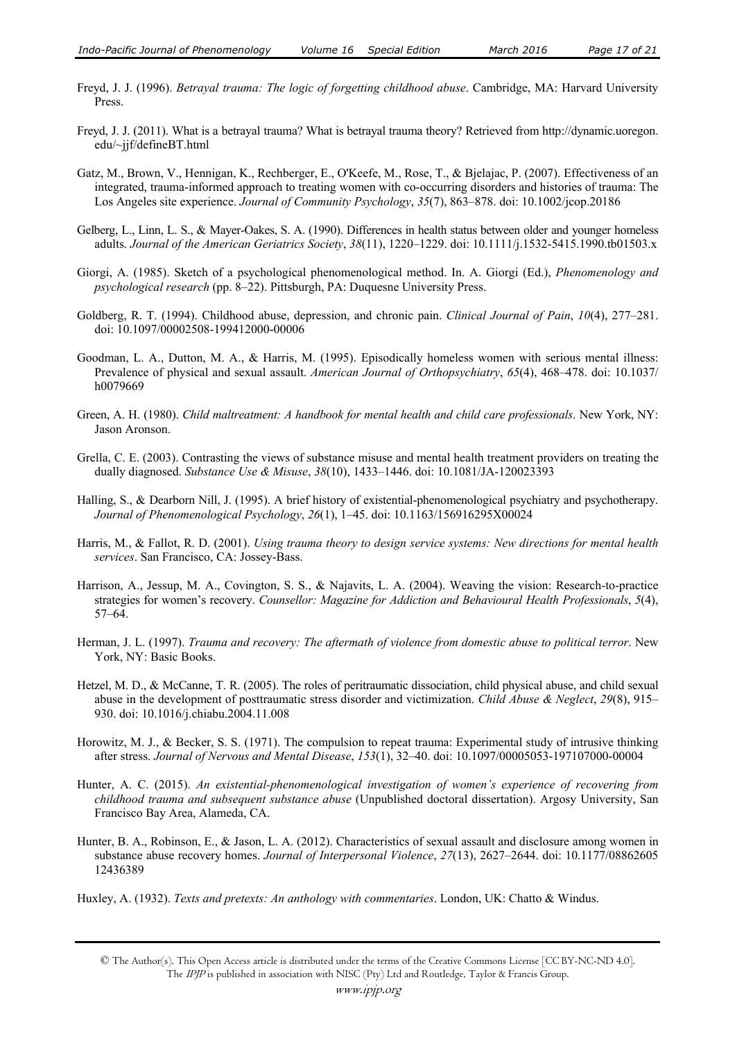Freyd, J. J. (1996). *Betrayal trauma: The logic of forgetting childhood abuse*. Cambridge, MA: Harvard University Press.

Freyd, J. J. (2011). What is a betrayal trauma? What is betrayal trauma theory? Retrieved from http://dynamic.uoregon.edu/~jjf/defineBT.html

Gatz, M., Brown, V., Hennigan, K., Rechberger, E., O'Keefe, M., Rose, T., & Bjelajac, P. (2007). Effectiveness of an integrated, trauma-informed approach to treating women with co-occurring disorders and histories of trauma: The Los Angeles site experience. *Journal of Community Psychology*, *35*(7), 863–878. doi: 10.1002/jcop.20186

Gelberg, L., Linn, L. S., & Mayer-Oakes, S. A. (1990). Differences in health status between older and younger homeless adults. *Journal of the American Geriatrics Society*, *38*(11), 1220–1229. doi: 10.1111/j.1532-5415.1990.tb01503.x

Giorgi, A. (1985). Sketch of a psychological phenomenological method. In. A. Giorgi (Ed.), *Phenomenology and psychological research* (pp. 8–22). Pittsburgh, PA: Duquesne University Press.

Goldberg, R. T. (1994). Childhood abuse, depression, and chronic pain. *Clinical Journal of Pain*, *10*(4), 277–281. doi: 10.1097/00002508-199412000-00006

Goodman, L. A., Dutton, M. A., & Harris, M. (1995). Episodically homeless women with serious mental illness: Prevalence of physical and sexual assault. *American Journal of Orthopsychiatry*, *65*(4), 468–478. doi: 10.1037/h0079669

Green, A. H. (1980). *Child maltreatment: A handbook for mental health and child care professionals*. New York, NY: Jason Aronson.

Grella, C. E. (2003). Contrasting the views of substance misuse and mental health treatment providers on treating the dually diagnosed. *Substance Use & Misuse*, *38*(10), 1433–1446. doi: 10.1081/JA-120023393

Halling, S., & Dearborn Nill, J. (1995). A brief history of existential-phenomenological psychiatry and psychotherapy. *Journal of Phenomenological Psychology*, *26*(1), 1–45. doi: 10.1163/156916295X00024

Harris, M., & Fallot, R. D. (2001). *Using trauma theory to design service systems: New directions for mental health services*. San Francisco, CA: Jossey-Bass.

Harrison, A., Jessup, M. A., Covington, S. S., & Najavits, L. A. (2004). Weaving the vision: Research-to-practice strategies for women's recovery. *Counsellor: Magazine for Addiction and Behavioural Health Professionals*, *5*(4), 57–64.

Herman, J. L. (1997). *Trauma and recovery: The aftermath of violence from domestic abuse to political terror*. New York, NY: Basic Books.

Hetzel, M. D., & McCanne, T. R. (2005). The roles of peritraumatic dissociation, child physical abuse, and child sexual abuse in the development of posttraumatic stress disorder and victimization. *Child Abuse & Neglect*, *29*(8), 915–930. doi: 10.1016/j.chiabu.2004.11.008

Horowitz, M. J., & Becker, S. S. (1971). The compulsion to repeat trauma: Experimental study of intrusive thinking after stress. *Journal of Nervous and Mental Disease*, *153*(1), 32–40. doi: 10.1097/00005053-197107000-00004

Hunter, A. C. (2015). *An existential-phenomenological investigation of women's experience of recovering from childhood trauma and subsequent substance abuse* (Unpublished doctoral dissertation). Argosy University, San Francisco Bay Area, Alameda, CA.

Hunter, B. A., Robinson, E., & Jason, L. A. (2012). Characteristics of sexual assault and disclosure among women in substance abuse recovery homes. *Journal of Interpersonal Violence*, *27*(13), 2627–2644. doi: 10.1177/0886260512436389

Huxley, A. (1932). *Texts and pretexts: An anthology with commentaries*. London, UK: Chatto & Windus.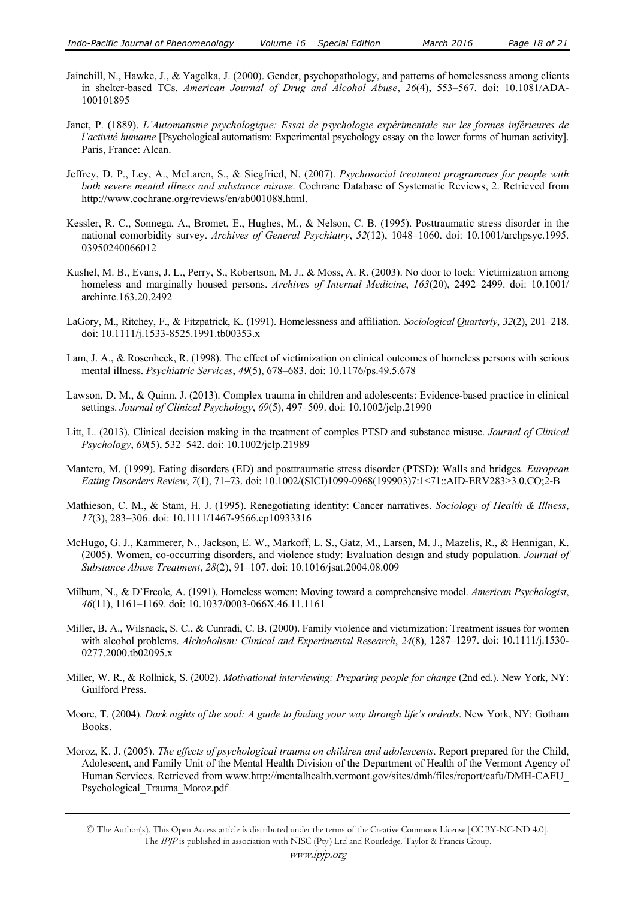Jainchill, N., Hawke, J., & Yagelka, J. (2000). Gender, psychopathology, and patterns of homelessness among clients in shelter-based TCs. *American Journal of Drug and Alcohol Abuse*, *26*(4), 553–567. doi: 10.1081/ADA-100101895

Janet, P. (1889). *L'Automatisme psychologique: Essai de psychologie expérimentale sur les formes inférieures de l'activité humaine* [Psychological automatism: Experimental psychology essay on the lower forms of human activity]. Paris, France: Alcan.

Jeffrey, D. P., Ley, A., McLaren, S., & Siegfried, N. (2007). *Psychosocial treatment programmes for people with both severe mental illness and substance misuse*. Cochrane Database of Systematic Reviews, 2. Retrieved from http://www.cochrane.org/reviews/en/ab001088.html.

Kessler, R. C., Sonnega, A., Bromet, E., Hughes, M., & Nelson, C. B. (1995). Posttraumatic stress disorder in the national comorbidity survey. *Archives of General Psychiatry*, *52*(12), 1048–1060. doi: 10.1001/archpsyc.1995.03950240066012

Kushel, M. B., Evans, J. L., Perry, S., Robertson, M. J., & Moss, A. R. (2003). No door to lock: Victimization among homeless and marginally housed persons. *Archives of Internal Medicine*, *163*(20), 2492–2499. doi: 10.1001/archinte.163.20.2492

LaGory, M., Ritchey, F., & Fitzpatrick, K. (1991). Homelessness and affiliation. *Sociological Quarterly*, *32*(2), 201–218. doi: 10.1111/j.1533-8525.1991.tb00353.x

Lam, J. A., & Rosenheck, R. (1998). The effect of victimization on clinical outcomes of homeless persons with serious mental illness. *Psychiatric Services*, *49*(5), 678–683. doi: 10.1176/ps.49.5.678

Lawson, D. M., & Quinn, J. (2013). Complex trauma in children and adolescents: Evidence-based practice in clinical settings. *Journal of Clinical Psychology*, *69*(5), 497–509. doi: 10.1002/jclp.21990

Litt, L. (2013). Clinical decision making in the treatment of comples PTSD and substance misuse. *Journal of Clinical Psychology*, *69*(5), 532–542. doi: 10.1002/jclp.21989

Mantero, M. (1999). Eating disorders (ED) and posttraumatic stress disorder (PTSD): Walls and bridges. *European Eating Disorders Review*, *7*(1), 71–73. doi: 10.1002/(SICI)1099-0968(199903)7:1<71::AID-ERV283>3.0.CO;2-B

Mathieson, C. M., & Stam, H. J. (1995). Renegotiating identity: Cancer narratives. *Sociology of Health & Illness*, *17*(3), 283–306. doi: 10.1111/1467-9566.ep10933316

McHugo, G. J., Kammerer, N., Jackson, E. W., Markoff, L. S., Gatz, M., Larsen, M. J., Mazelis, R., & Hennigan, K. (2005). Women, co-occurring disorders, and violence study: Evaluation design and study population. *Journal of Substance Abuse Treatment*, *28*(2), 91–107. doi: 10.1016/jsat.2004.08.009

Milburn, N., & D'Ercole, A. (1991). Homeless women: Moving toward a comprehensive model. *American Psychologist*, *46*(11), 1161–1169. doi: 10.1037/0003-066X.46.11.1161

Miller, B. A., Wilsnack, S. C., & Cunradi, C. B. (2000). Family violence and victimization: Treatment issues for women with alcohol problems. *Alchoholism: Clinical and Experimental Research*, *24*(8), 1287–1297. doi: 10.1111/j.1530-0277.2000.tb02095.x

Miller, W. R., & Rollnick, S. (2002). *Motivational interviewing: Preparing people for change* (2nd ed.). New York, NY: Guilford Press.

Moore, T. (2004). *Dark nights of the soul: A guide to finding your way through life's ordeals*. New York, NY: Gotham Books.

Moroz, K. J. (2005). *The effects of psychological trauma on children and adolescents*. Report prepared for the Child, Adolescent, and Family Unit of the Mental Health Division of the Department of Health of the Vermont Agency of Human Services. Retrieved from www.http://mentalhealth.vermont.gov/sites/dmh/files/report/cafu/DMH-CAFU_Psychological_Trauma_Moroz.pdf

© The Author(s). This Open Access article is distributed under the terms of the Creative Commons License [CC BY-NC-ND 4.0]. The *IPJP* is published in association with NISC (Pty) Ltd and Routledge, Taylor & Francis Group.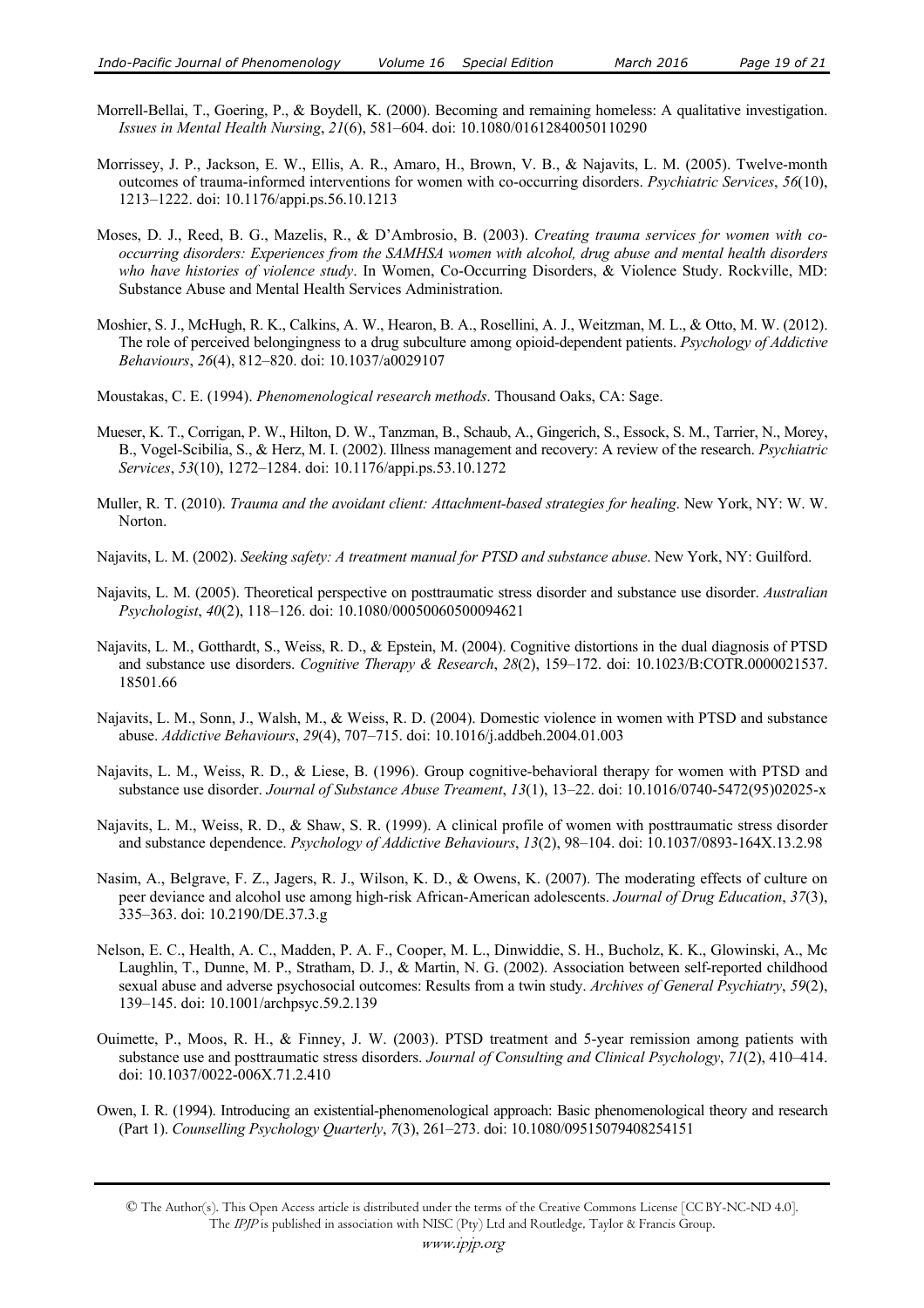Morrell-Bellai, T., Goering, P., & Boydell, K. (2000). Becoming and remaining homeless: A qualitative investigation. *Issues in Mental Health Nursing*, *21*(6), 581–604. doi: 10.1080/01612840050110290

Morrissey, J. P., Jackson, E. W., Ellis, A. R., Amaro, H., Brown, V. B., & Najavits, L. M. (2005). Twelve-month outcomes of trauma-informed interventions for women with co-occurring disorders. *Psychiatric Services*, *56*(10), 1213–1222. doi: 10.1176/appi.ps.56.10.1213

Moses, D. J., Reed, B. G., Mazelis, R., & D'Ambrosio, B. (2003). *Creating trauma services for women with co-occurring disorders: Experiences from the SAMHSA women with alcohol, drug abuse and mental health disorders who have histories of violence study*. In Women, Co-Occurring Disorders, & Violence Study. Rockville, MD: Substance Abuse and Mental Health Services Administration.

Moshier, S. J., McHugh, R. K., Calkins, A. W., Hearon, B. A., Rosellini, A. J., Weitzman, M. L., & Otto, M. W. (2012). The role of perceived belongingness to a drug subculture among opioid-dependent patients. *Psychology of Addictive Behaviours*, *26*(4), 812–820. doi: 10.1037/a0029107

Moustakas, C. E. (1994). *Phenomenological research methods*. Thousand Oaks, CA: Sage.

Mueser, K. T., Corrigan, P. W., Hilton, D. W., Tanzman, B., Schaub, A., Gingerich, S., Essock, S. M., Tarrier, N., Morey, B., Vogel-Scibilia, S., & Herz, M. I. (2002). Illness management and recovery: A review of the research. *Psychiatric Services*, *53*(10), 1272–1284. doi: 10.1176/appi.ps.53.10.1272

Muller, R. T. (2010). *Trauma and the avoidant client: Attachment-based strategies for healing*. New York, NY: W. W. Norton.

Najavits, L. M. (2002). *Seeking safety: A treatment manual for PTSD and substance abuse*. New York, NY: Guilford.

Najavits, L. M. (2005). Theoretical perspective on posttraumatic stress disorder and substance use disorder. *Australian Psychologist*, *40*(2), 118–126. doi: 10.1080/00050060500094621

Najavits, L. M., Gotthardt, S., Weiss, R. D., & Epstein, M. (2004). Cognitive distortions in the dual diagnosis of PTSD and substance use disorders. *Cognitive Therapy & Research*, *28*(2), 159–172. doi: 10.1023/B:COTR.0000021537.18501.66

Najavits, L. M., Sonn, J., Walsh, M., & Weiss, R. D. (2004). Domestic violence in women with PTSD and substance abuse. *Addictive Behaviours*, *29*(4), 707–715. doi: 10.1016/j.addbeh.2004.01.003

Najavits, L. M., Weiss, R. D., & Liese, B. (1996). Group cognitive-behavioral therapy for women with PTSD and substance use disorder. *Journal of Substance Abuse Treament*, *13*(1), 13–22. doi: 10.1016/0740-5472(95)02025-x

Najavits, L. M., Weiss, R. D., & Shaw, S. R. (1999). A clinical profile of women with posttraumatic stress disorder and substance dependence. *Psychology of Addictive Behaviours*, *13*(2), 98–104. doi: 10.1037/0893-164X.13.2.98

Nasim, A., Belgrave, F. Z., Jagers, R. J., Wilson, K. D., & Owens, K. (2007). The moderating effects of culture on peer deviance and alcohol use among high-risk African-American adolescents. *Journal of Drug Education*, *37*(3), 335–363. doi: 10.2190/DE.37.3.g

Nelson, E. C., Health, A. C., Madden, P. A. F., Cooper, M. L., Dinwiddie, S. H., Bucholz, K. K., Glowinski, A., Mc Laughlin, T., Dunne, M. P., Stratham, D. J., & Martin, N. G. (2002). Association between self-reported childhood sexual abuse and adverse psychosocial outcomes: Results from a twin study. *Archives of General Psychiatry*, *59*(2), 139–145. doi: 10.1001/archpsyc.59.2.139

Ouimette, P., Moos, R. H., & Finney, J. W. (2003). PTSD treatment and 5-year remission among patients with substance use and posttraumatic stress disorders. *Journal of Consulting and Clinical Psychology*, *71*(2), 410–414. doi: 10.1037/0022-006X.71.2.410

Owen, I. R. (1994). Introducing an existential-phenomenological approach: Basic phenomenological theory and research (Part 1). *Counselling Psychology Quarterly*, *7*(3), 261–273. doi: 10.1080/09515079408254151

© The Author(s). This Open Access article is distributed under the terms of the Creative Commons License [CC BY-NC-ND 4.0]. The *IPJP* is published in association with NISC (Pty) Ltd and Routledge, Taylor & Francis Group.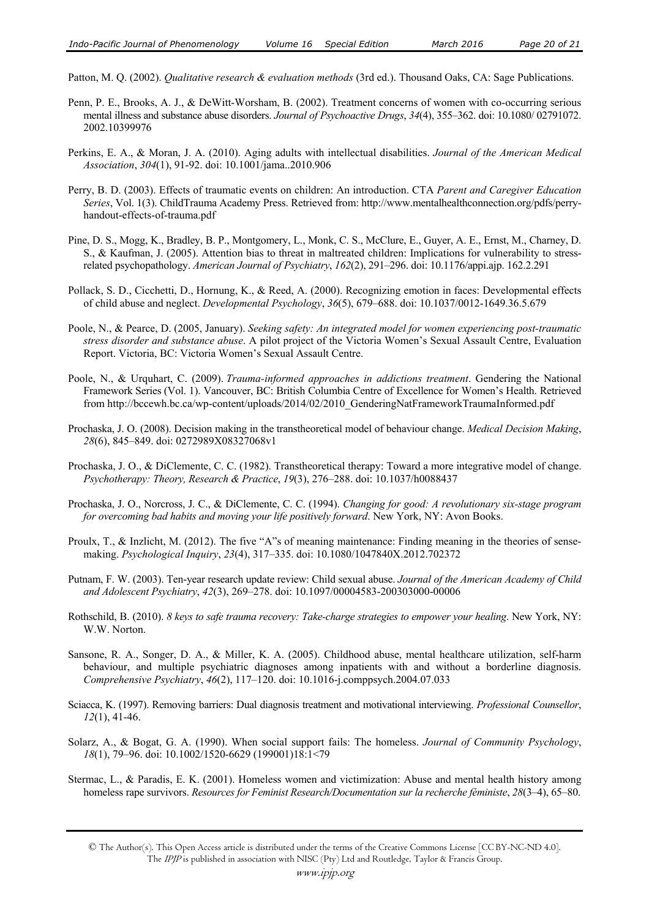Patton, M. Q. (2002). *Qualitative research & evaluation methods* (3rd ed.). Thousand Oaks, CA: Sage Publications.

Penn, P. E., Brooks, A. J., & DeWitt-Worsham, B. (2002). Treatment concerns of women with co-occurring serious mental illness and substance abuse disorders. *Journal of Psychoactive Drugs*, *34*(4), 355–362. doi: 10.1080/ 02791072. 2002.10399976

Perkins, E. A., & Moran, J. A. (2010). Aging adults with intellectual disabilities. *Journal of the American Medical Association*, *304*(1), 91-92. doi: 10.1001/jama..2010.906

Perry, B. D. (2003). Effects of traumatic events on children: An introduction. CTA *Parent and Caregiver Education Series*, Vol. 1(3). ChildTrauma Academy Press. Retrieved from: http://www.mentalhealthconnection.org/pdfs/perry-handout-effects-of-trauma.pdf

Pine, D. S., Mogg, K., Bradley, B. P., Montgomery, L., Monk, C. S., McClure, E., Guyer, A. E., Ernst, M., Charney, D. S., & Kaufman, J. (2005). Attention bias to threat in maltreated children: Implications for vulnerability to stress-related psychopathology. *American Journal of Psychiatry*, *162*(2), 291–296. doi: 10.1176/appi.ajp. 162.2.291

Pollack, S. D., Cicchetti, D., Hornung, K., & Reed, A. (2000). Recognizing emotion in faces: Developmental effects of child abuse and neglect. *Developmental Psychology*, *36*(5), 679–688. doi: 10.1037/0012-1649.36.5.679

Poole, N., & Pearce, D. (2005, January). *Seeking safety: An integrated model for women experiencing post-traumatic stress disorder and substance abuse*. A pilot project of the Victoria Women's Sexual Assault Centre, Evaluation Report. Victoria, BC: Victoria Women's Sexual Assault Centre.

Poole, N., & Urquhart, C. (2009). *Trauma-informed approaches in addictions treatment*. Gendering the National Framework Series (Vol. 1). Vancouver, BC: British Columbia Centre of Excellence for Women's Health. Retrieved from http://bccewh.bc.ca/wp-content/uploads/2014/02/2010_GenderingNatFrameworkTraumaInformed.pdf

Prochaska, J. O. (2008). Decision making in the transtheoretical model of behaviour change. *Medical Decision Making*, *28*(6), 845–849. doi: 0272989X08327068v1

Prochaska, J. O., & DiClemente, C. C. (1982). Transtheoretical therapy: Toward a more integrative model of change. *Psychotherapy: Theory, Research & Practice*, *19*(3), 276–288. doi: 10.1037/h0088437

Prochaska, J. O., Norcross, J. C., & DiClemente, C. C. (1994). *Changing for good: A revolutionary six-stage program for overcoming bad habits and moving your life positively forward*. New York, NY: Avon Books.

Proulx, T., & Inzlicht, M. (2012). The five "A"s of meaning maintenance: Finding meaning in the theories of sense-making. *Psychological Inquiry*, *23*(4), 317–335. doi: 10.1080/1047840X.2012.702372

Putnam, F. W. (2003). Ten-year research update review: Child sexual abuse. *Journal of the American Academy of Child and Adolescent Psychiatry*, *42*(3), 269–278. doi: 10.1097/00004583-200303000-00006

Rothschild, B. (2010). *8 keys to safe trauma recovery: Take-charge strategies to empower your healing*. New York, NY: W.W. Norton.

Sansone, R. A., Songer, D. A., & Miller, K. A. (2005). Childhood abuse, mental healthcare utilization, self-harm behaviour, and multiple psychiatric diagnoses among inpatients with and without a borderline diagnosis. *Comprehensive Psychiatry*, *46*(2), 117–120. doi: 10.1016-j.comppsych.2004.07.033

Sciacca, K. (1997). Removing barriers: Dual diagnosis treatment and motivational interviewing. *Professional Counsellor*, *12*(1), 41-46.

Solarz, A., & Bogat, G. A. (1990). When social support fails: The homeless. *Journal of Community Psychology*, *18*(1), 79–96. doi: 10.1002/1520-6629 (199001)18:1<79

Stermac, L., & Paradis, E. K. (2001). Homeless women and victimization: Abuse and mental health history among homeless rape survivors. *Resources for Feminist Research/Documentation sur la recherche féministe*, *28*(3–4), 65–80.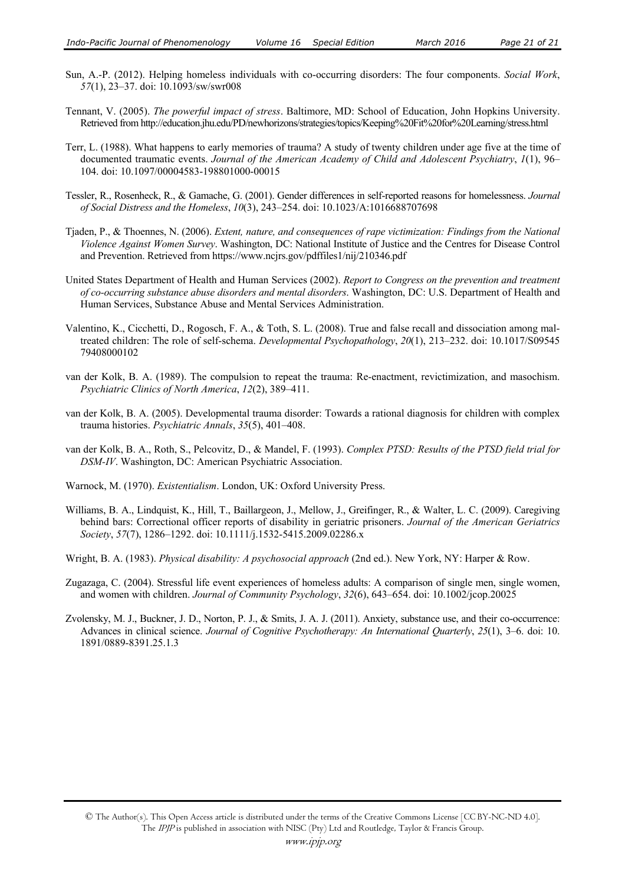Sun, A.-P. (2012). Helping homeless individuals with co-occurring disorders: The four components. *Social Work*, *57*(1), 23–37. doi: 10.1093/sw/swr008

Tennant, V. (2005). *The powerful impact of stress*. Baltimore, MD: School of Education, John Hopkins University. Retrieved from http://education.jhu.edu/PD/newhorizons/strategies/topics/Keeping%20Fit%20for%20Learning/stress.html

Terr, L. (1988). What happens to early memories of trauma? A study of twenty children under age five at the time of documented traumatic events. *Journal of the American Academy of Child and Adolescent Psychiatry*, *1*(1), 96–104. doi: 10.1097/00004583-198801000-00015

Tessler, R., Rosenheck, R., & Gamache, G. (2001). Gender differences in self-reported reasons for homelessness. *Journal of Social Distress and the Homeless*, *10*(3), 243–254. doi: 10.1023/A:1016688707698

Tjaden, P., & Thoennes, N. (2006). *Extent, nature, and consequences of rape victimization: Findings from the National Violence Against Women Survey*. Washington, DC: National Institute of Justice and the Centres for Disease Control and Prevention. Retrieved from https://www.ncjrs.gov/pdffiles1/nij/210346.pdf

United States Department of Health and Human Services (2002). *Report to Congress on the prevention and treatment of co-occurring substance abuse disorders and mental disorders*. Washington, DC: U.S. Department of Health and Human Services, Substance Abuse and Mental Services Administration.

Valentino, K., Cicchetti, D., Rogosch, F. A., & Toth, S. L. (2008). True and false recall and dissociation among maltreated children: The role of self-schema. *Developmental Psychopathology*, *20*(1), 213–232. doi: 10.1017/S0954579408000102

van der Kolk, B. A. (1989). The compulsion to repeat the trauma: Re-enactment, revictimization, and masochism. *Psychiatric Clinics of North America*, *12*(2), 389–411.

van der Kolk, B. A. (2005). Developmental trauma disorder: Towards a rational diagnosis for children with complex trauma histories. *Psychiatric Annals*, *35*(5), 401–408.

van der Kolk, B. A., Roth, S., Pelcovitz, D., & Mandel, F. (1993). *Complex PTSD: Results of the PTSD field trial for DSM-IV*. Washington, DC: American Psychiatric Association.

Warnock, M. (1970). *Existentialism*. London, UK: Oxford University Press.

Williams, B. A., Lindquist, K., Hill, T., Baillargeon, J., Mellow, J., Greifinger, R., & Walter, L. C. (2009). Caregiving behind bars: Correctional officer reports of disability in geriatric prisoners. *Journal of the American Geriatrics Society*, *57*(7), 1286–1292. doi: 10.1111/j.1532-5415.2009.02286.x

Wright, B. A. (1983). *Physical disability: A psychosocial approach* (2nd ed.). New York, NY: Harper & Row.

Zugazaga, C. (2004). Stressful life event experiences of homeless adults: A comparison of single men, single women, and women with children. *Journal of Community Psychology*, *32*(6), 643–654. doi: 10.1002/jcop.20025

Zvolensky, M. J., Buckner, J. D., Norton, P. J., & Smits, J. A. J. (2011). Anxiety, substance use, and their co-occurrence: Advances in clinical science. *Journal of Cognitive Psychotherapy: An International Quarterly*, *25*(1), 3–6. doi: 10.1891/0889-8391.25.1.3

© The Author(s). This Open Access article is distributed under the terms of the Creative Commons License [CC BY-NC-ND 4.0]. The *IPJP* is published in association with NISC (Pty) Ltd and Routledge, Taylor & Francis Group.